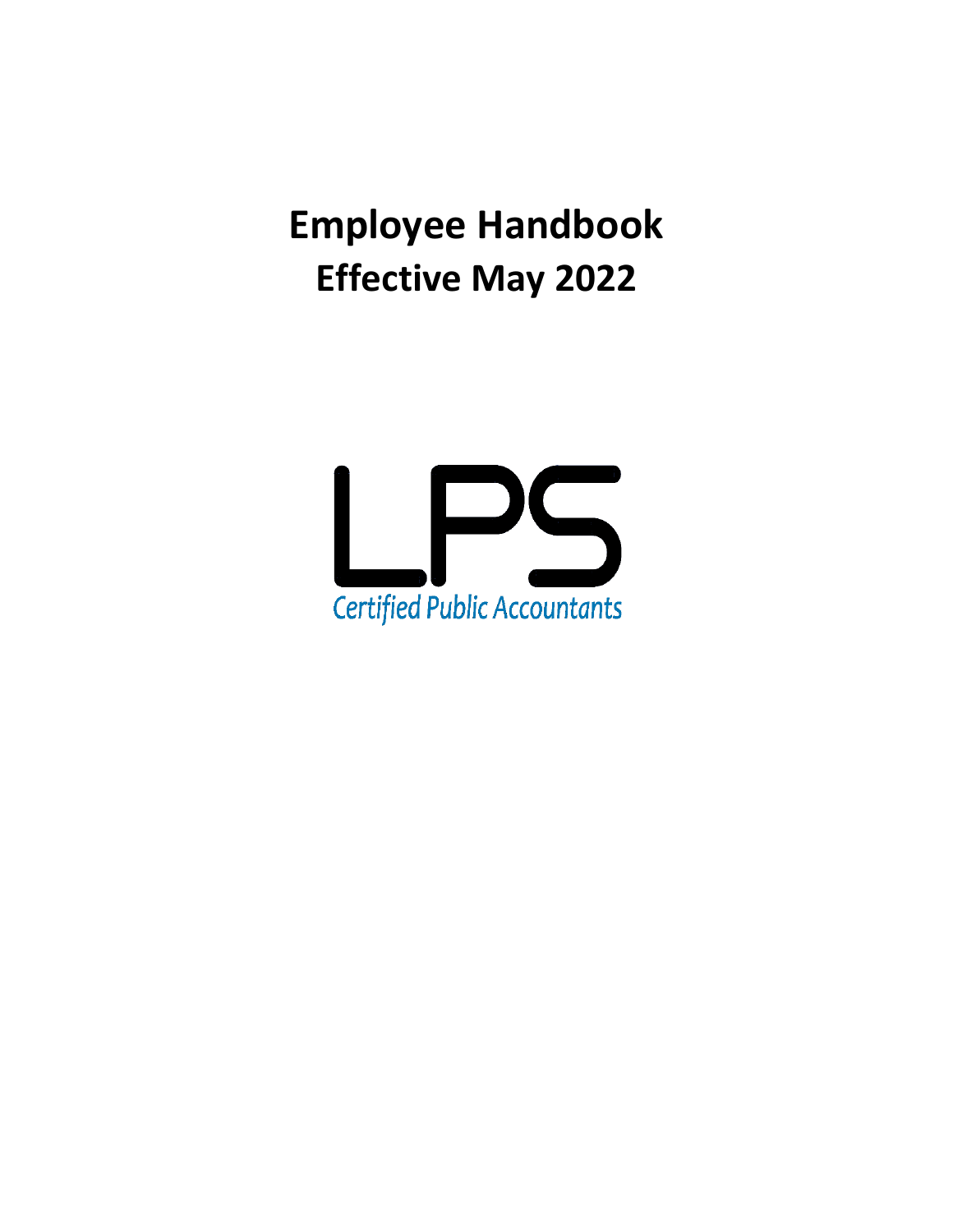# Employee Handbook
# Effective May 2022

LPS

Certified Public Accountants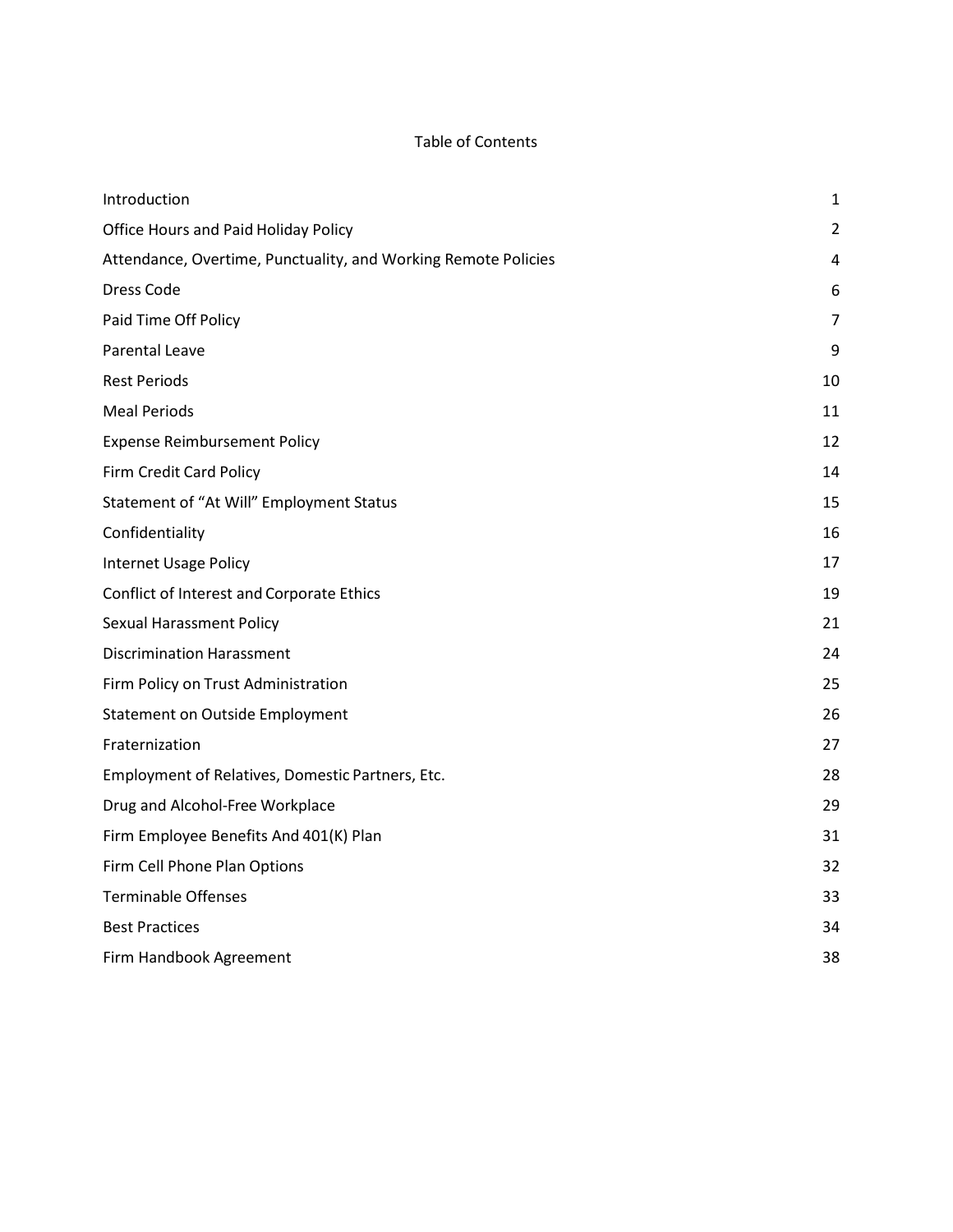# Table of Contents

| | |
|---|---|
| Introduction | 1 |
| Office Hours and Paid Holiday Policy | 2 |
| Attendance, Overtime, Punctuality, and Working Remote Policies | 4 |
| Dress Code | 6 |
| Paid Time Off Policy | 7 |
| Parental Leave | 9 |
| Rest Periods | 10 |
| Meal Periods | 11 |
| Expense Reimbursement Policy | 12 |
| Firm Credit Card Policy | 14 |
| Statement of "At Will" Employment Status | 15 |
| Confidentiality | 16 |
| Internet Usage Policy | 17 |
| Conflict of Interest and Corporate Ethics | 19 |
| Sexual Harassment Policy | 21 |
| Discrimination Harassment | 24 |
| Firm Policy on Trust Administration | 25 |
| Statement on Outside Employment | 26 |
| Fraternization | 27 |
| Employment of Relatives, Domestic Partners, Etc. | 28 |
| Drug and Alcohol-Free Workplace | 29 |
| Firm Employee Benefits And 401(K) Plan | 31 |
| Firm Cell Phone Plan Options | 32 |
| Terminable Offenses | 33 |
| Best Practices | 34 |
| Firm Handbook Agreement | 38 |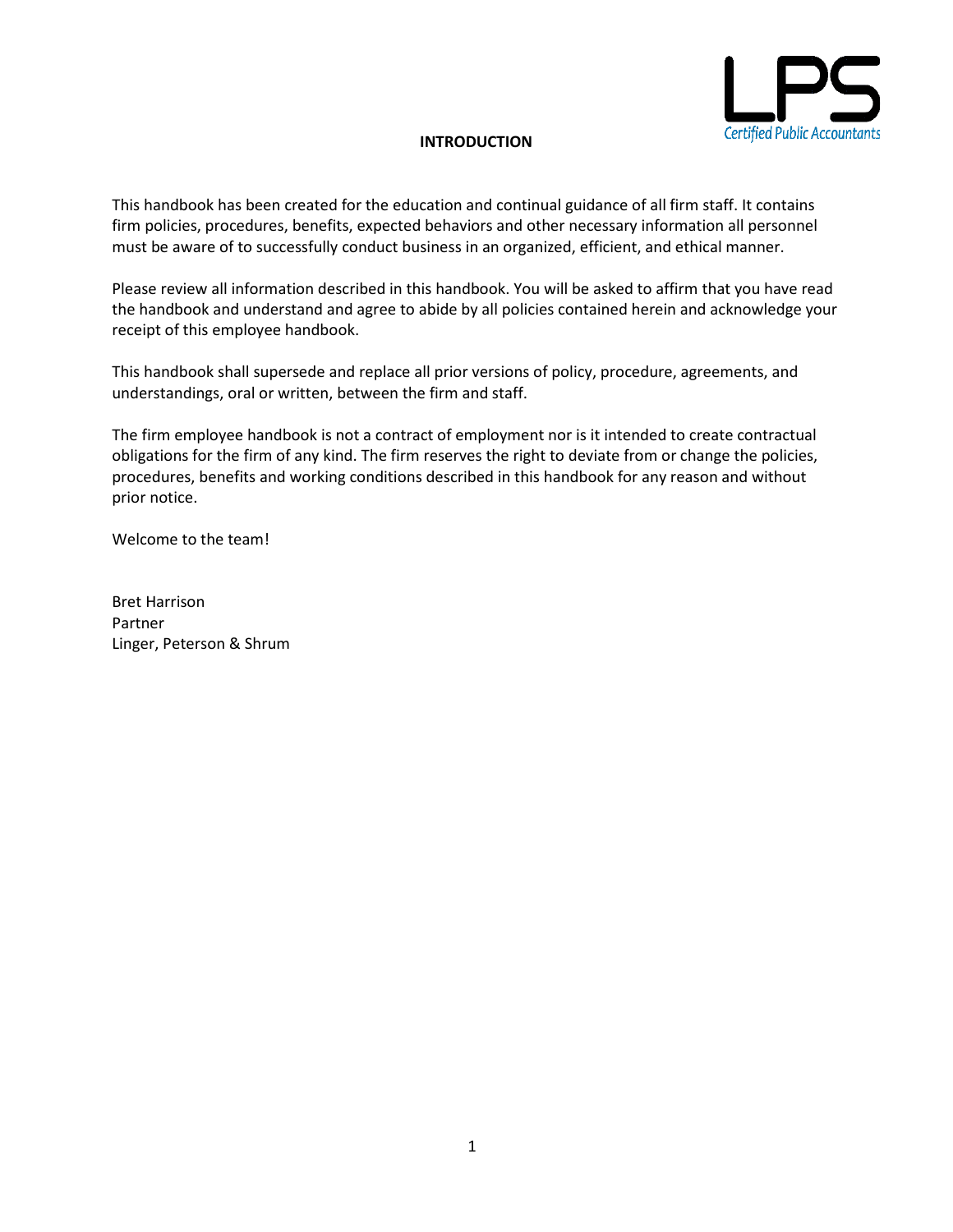**INTRODUCTION**

This handbook has been created for the education and continual guidance of all firm staff. It contains firm policies, procedures, benefits, expected behaviors and other necessary information all personnel must be aware of to successfully conduct business in an organized, efficient, and ethical manner.

Please review all information described in this handbook. You will be asked to affirm that you have read the handbook and understand and agree to abide by all policies contained herein and acknowledge your receipt of this employee handbook.

This handbook shall supersede and replace all prior versions of policy, procedure, agreements, and understandings, oral or written, between the firm and staff.

The firm employee handbook is not a contract of employment nor is it intended to create contractual obligations for the firm of any kind. The firm reserves the right to deviate from or change the policies, procedures, benefits and working conditions described in this handbook for any reason and without prior notice.

Welcome to the team!

Bret Harrison
Partner
Linger, Peterson & Shrum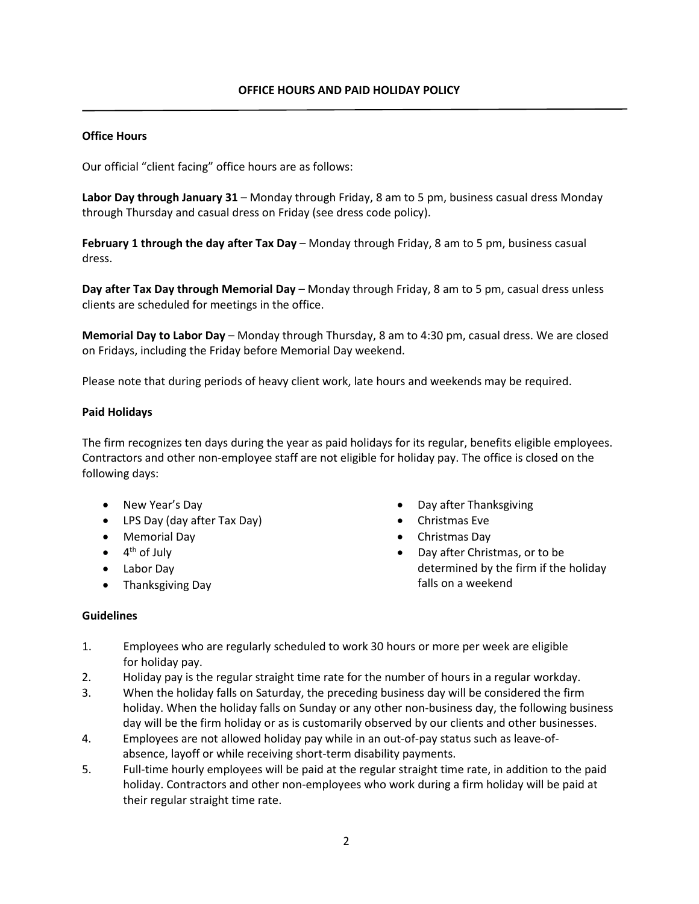# OFFICE HOURS AND PAID HOLIDAY POLICY

## Office Hours

Our official "client facing" office hours are as follows:

**Labor Day through January 31** – Monday through Friday, 8 am to 5 pm, business casual dress Monday through Thursday and casual dress on Friday (see dress code policy).

**February 1 through the day after Tax Day** – Monday through Friday, 8 am to 5 pm, business casual dress.

**Day after Tax Day through Memorial Day** – Monday through Friday, 8 am to 5 pm, casual dress unless clients are scheduled for meetings in the office.

**Memorial Day to Labor Day** – Monday through Thursday, 8 am to 4:30 pm, casual dress. We are closed on Fridays, including the Friday before Memorial Day weekend.

Please note that during periods of heavy client work, late hours and weekends may be required.

## Paid Holidays

The firm recognizes ten days during the year as paid holidays for its regular, benefits eligible employees. Contractors and other non-employee staff are not eligible for holiday pay. The office is closed on the following days:

- New Year's Day
- LPS Day (day after Tax Day)
- Memorial Day
- 4th of July
- Labor Day
- Thanksgiving Day
- Day after Thanksgiving
- Christmas Eve
- Christmas Day
- Day after Christmas, or to be determined by the firm if the holiday falls on a weekend

## Guidelines

1. Employees who are regularly scheduled to work 30 hours or more per week are eligible for holiday pay.
2. Holiday pay is the regular straight time rate for the number of hours in a regular workday.
3. When the holiday falls on Saturday, the preceding business day will be considered the firm holiday. When the holiday falls on Sunday or any other non-business day, the following business day will be the firm holiday or as is customarily observed by our clients and other businesses.
4. Employees are not allowed holiday pay while in an out-of-pay status such as leave-of-absence, layoff or while receiving short-term disability payments.
5. Full-time hourly employees will be paid at the regular straight time rate, in addition to the paid holiday. Contractors and other non-employees who work during a firm holiday will be paid at their regular straight time rate.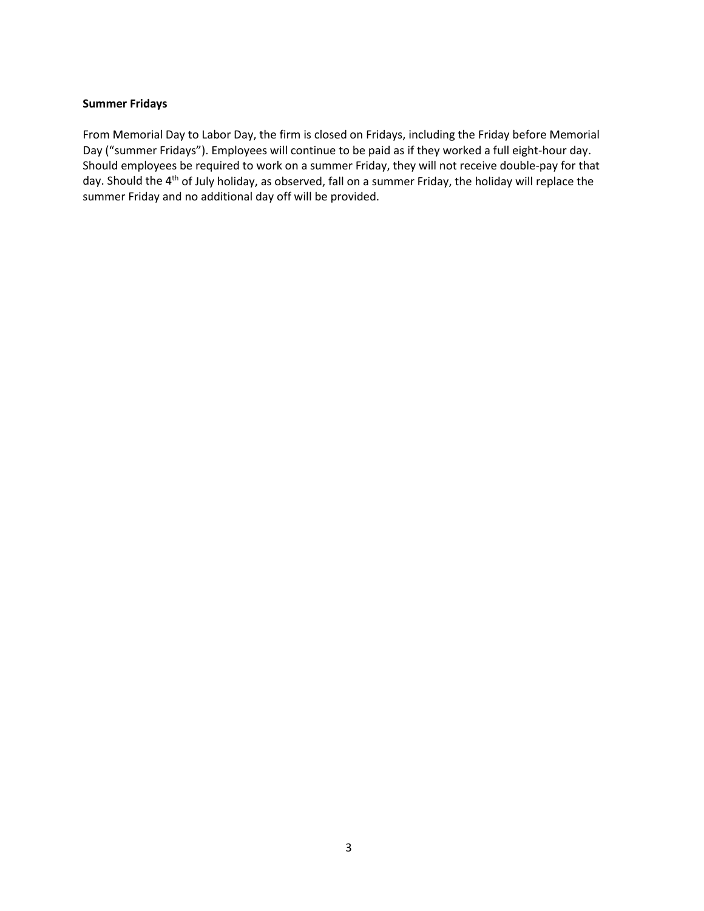**Summer Fridays**

From Memorial Day to Labor Day, the firm is closed on Fridays, including the Friday before Memorial Day ("summer Fridays"). Employees will continue to be paid as if they worked a full eight-hour day. Should employees be required to work on a summer Friday, they will not receive double-pay for that day. Should the 4th of July holiday, as observed, fall on a summer Friday, the holiday will replace the summer Friday and no additional day off will be provided.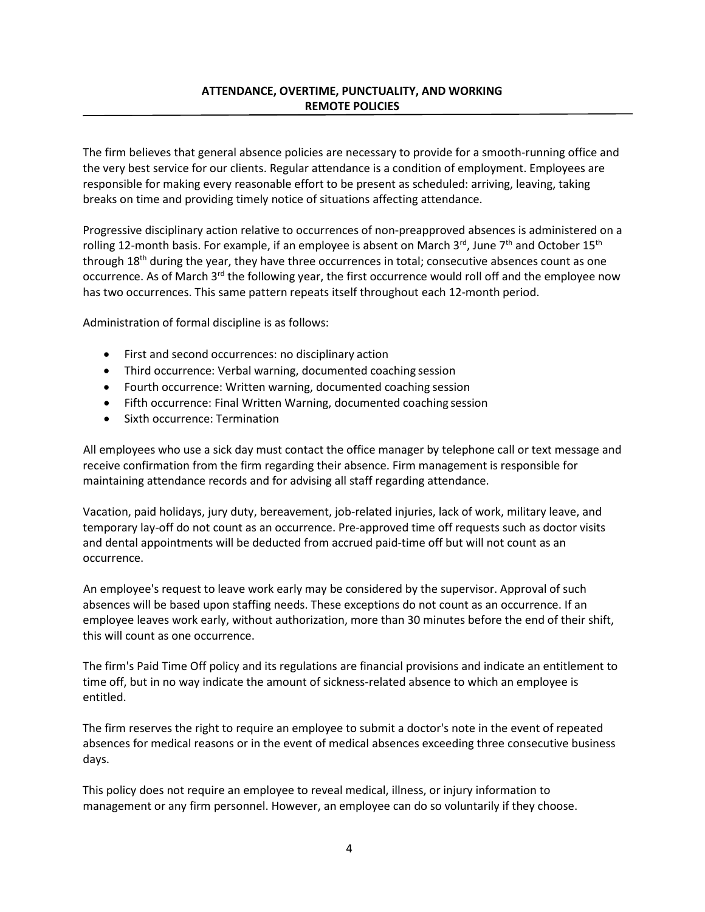## ATTENDANCE, OVERTIME, PUNCTUALITY, AND WORKING REMOTE POLICIES

The firm believes that general absence policies are necessary to provide for a smooth-running office and the very best service for our clients. Regular attendance is a condition of employment. Employees are responsible for making every reasonable effort to be present as scheduled: arriving, leaving, taking breaks on time and providing timely notice of situations affecting attendance.

Progressive disciplinary action relative to occurrences of non-preapproved absences is administered on a rolling 12-month basis. For example, if an employee is absent on March 3rd, June 7th and October 15th through 18th during the year, they have three occurrences in total; consecutive absences count as one occurrence. As of March 3rd the following year, the first occurrence would roll off and the employee now has two occurrences. This same pattern repeats itself throughout each 12-month period.

Administration of formal discipline is as follows:

- First and second occurrences: no disciplinary action
- Third occurrence: Verbal warning, documented coaching session
- Fourth occurrence: Written warning, documented coaching session
- Fifth occurrence: Final Written Warning, documented coaching session
- Sixth occurrence: Termination

All employees who use a sick day must contact the office manager by telephone call or text message and receive confirmation from the firm regarding their absence. Firm management is responsible for maintaining attendance records and for advising all staff regarding attendance.

Vacation, paid holidays, jury duty, bereavement, job-related injuries, lack of work, military leave, and temporary lay-off do not count as an occurrence. Pre-approved time off requests such as doctor visits and dental appointments will be deducted from accrued paid-time off but will not count as an occurrence.

An employee's request to leave work early may be considered by the supervisor. Approval of such absences will be based upon staffing needs. These exceptions do not count as an occurrence. If an employee leaves work early, without authorization, more than 30 minutes before the end of their shift, this will count as one occurrence.

The firm's Paid Time Off policy and its regulations are financial provisions and indicate an entitlement to time off, but in no way indicate the amount of sickness-related absence to which an employee is entitled.

The firm reserves the right to require an employee to submit a doctor's note in the event of repeated absences for medical reasons or in the event of medical absences exceeding three consecutive business days.

This policy does not require an employee to reveal medical, illness, or injury information to management or any firm personnel. However, an employee can do so voluntarily if they choose.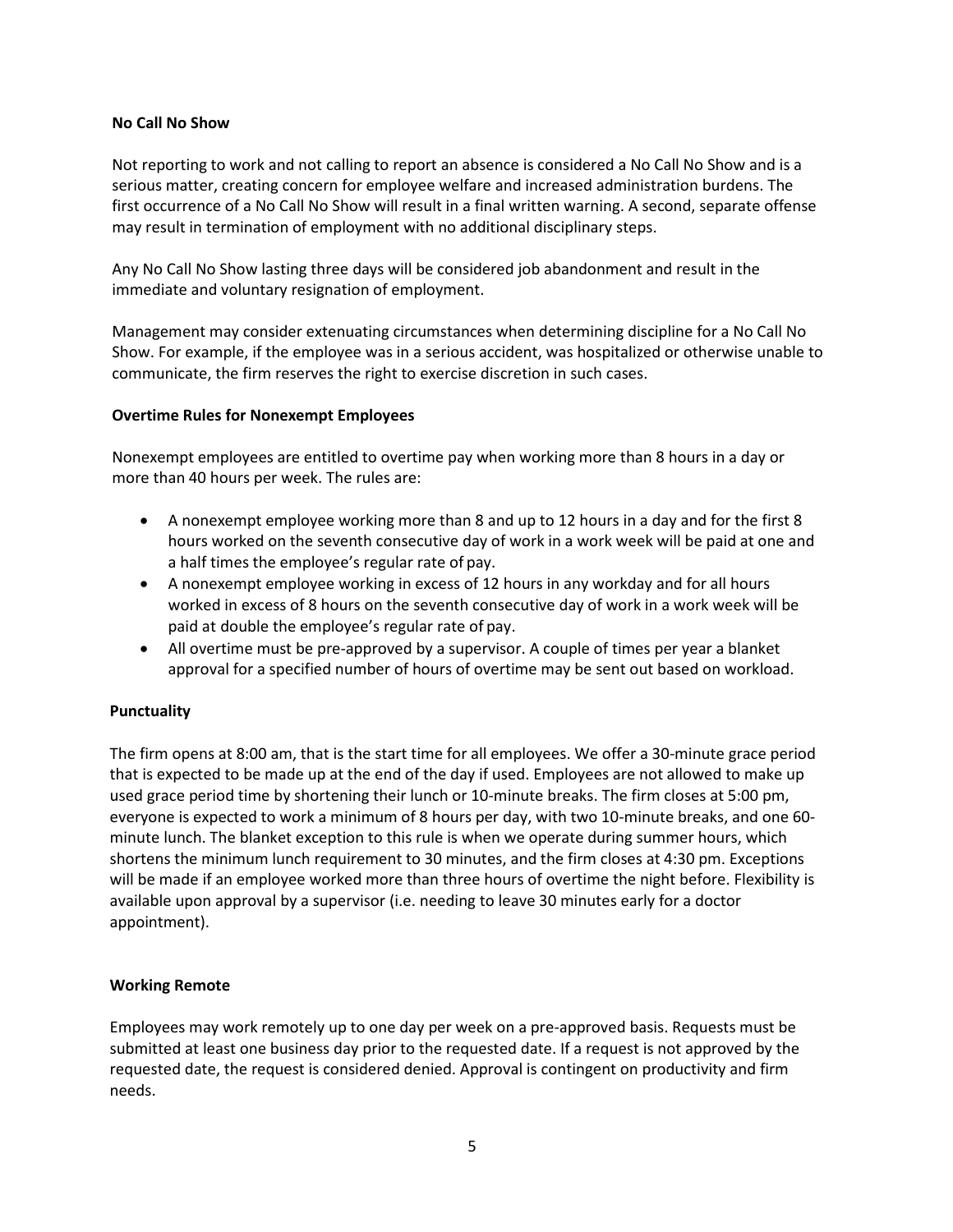**No Call No Show**

Not reporting to work and not calling to report an absence is considered a No Call No Show and is a serious matter, creating concern for employee welfare and increased administration burdens. The first occurrence of a No Call No Show will result in a final written warning. A second, separate offense may result in termination of employment with no additional disciplinary steps.

Any No Call No Show lasting three days will be considered job abandonment and result in the immediate and voluntary resignation of employment.

Management may consider extenuating circumstances when determining discipline for a No Call No Show. For example, if the employee was in a serious accident, was hospitalized or otherwise unable to communicate, the firm reserves the right to exercise discretion in such cases.

**Overtime Rules for Nonexempt Employees**

Nonexempt employees are entitled to overtime pay when working more than 8 hours in a day or more than 40 hours per week. The rules are:

- A nonexempt employee working more than 8 and up to 12 hours in a day and for the first 8 hours worked on the seventh consecutive day of work in a work week will be paid at one and a half times the employee's regular rate of pay.
- A nonexempt employee working in excess of 12 hours in any workday and for all hours worked in excess of 8 hours on the seventh consecutive day of work in a work week will be paid at double the employee's regular rate of pay.
- All overtime must be pre-approved by a supervisor. A couple of times per year a blanket approval for a specified number of hours of overtime may be sent out based on workload.

**Punctuality**

The firm opens at 8:00 am, that is the start time for all employees. We offer a 30-minute grace period that is expected to be made up at the end of the day if used. Employees are not allowed to make up used grace period time by shortening their lunch or 10-minute breaks. The firm closes at 5:00 pm, everyone is expected to work a minimum of 8 hours per day, with two 10-minute breaks, and one 60-minute lunch. The blanket exception to this rule is when we operate during summer hours, which shortens the minimum lunch requirement to 30 minutes, and the firm closes at 4:30 pm. Exceptions will be made if an employee worked more than three hours of overtime the night before. Flexibility is available upon approval by a supervisor (i.e. needing to leave 30 minutes early for a doctor appointment).

**Working Remote**

Employees may work remotely up to one day per week on a pre-approved basis. Requests must be submitted at least one business day prior to the requested date. If a request is not approved by the requested date, the request is considered denied. Approval is contingent on productivity and firm needs.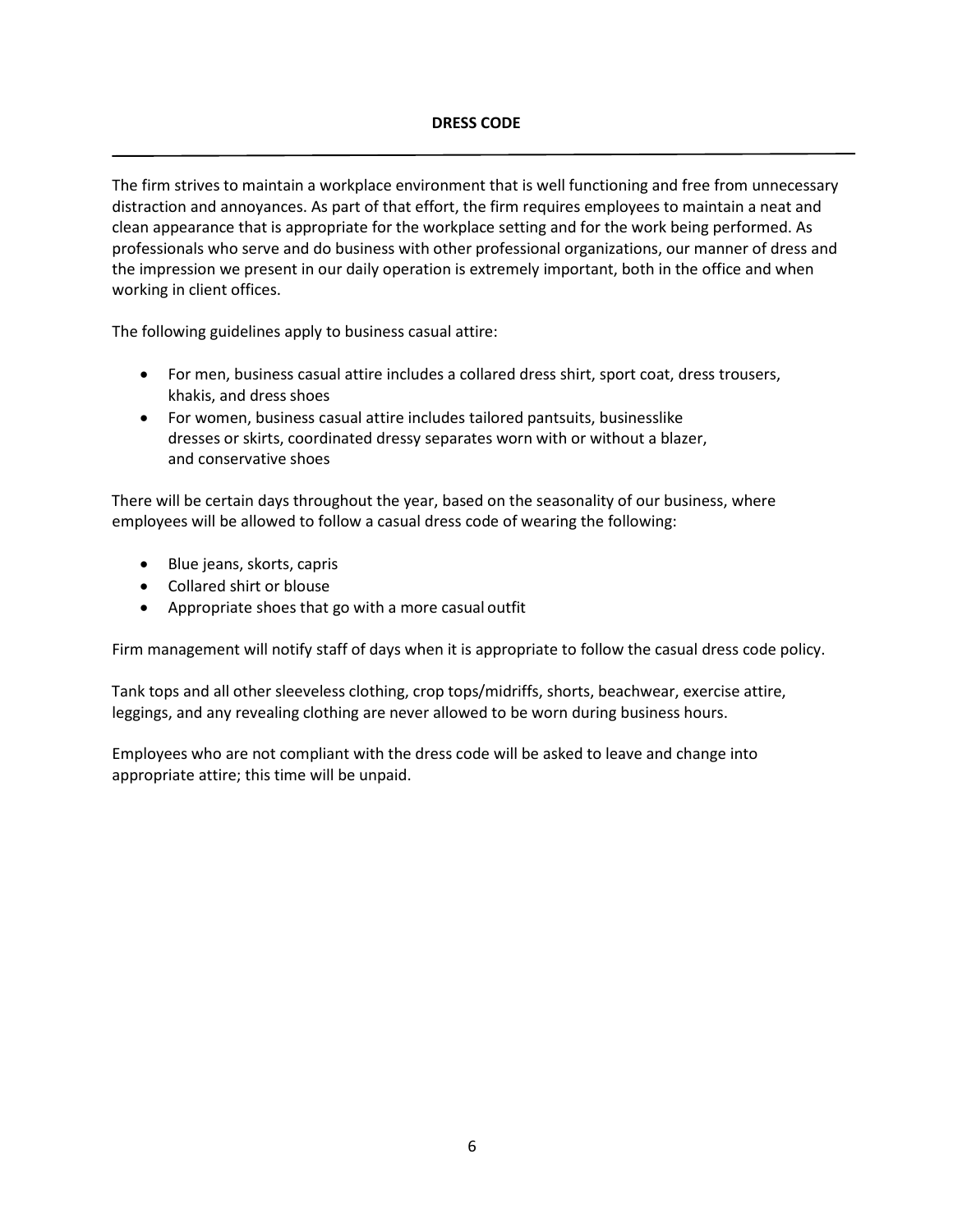# DRESS CODE

The firm strives to maintain a workplace environment that is well functioning and free from unnecessary distraction and annoyances. As part of that effort, the firm requires employees to maintain a neat and clean appearance that is appropriate for the workplace setting and for the work being performed. As professionals who serve and do business with other professional organizations, our manner of dress and the impression we present in our daily operation is extremely important, both in the office and when working in client offices.

The following guidelines apply to business casual attire:

- For men, business casual attire includes a collared dress shirt, sport coat, dress trousers, khakis, and dress shoes
- For women, business casual attire includes tailored pantsuits, businesslike dresses or skirts, coordinated dressy separates worn with or without a blazer, and conservative shoes

There will be certain days throughout the year, based on the seasonality of our business, where employees will be allowed to follow a casual dress code of wearing the following:

- Blue jeans, skorts, capris
- Collared shirt or blouse
- Appropriate shoes that go with a more casual outfit

Firm management will notify staff of days when it is appropriate to follow the casual dress code policy.

Tank tops and all other sleeveless clothing, crop tops/midriffs, shorts, beachwear, exercise attire, leggings, and any revealing clothing are never allowed to be worn during business hours.

Employees who are not compliant with the dress code will be asked to leave and change into appropriate attire; this time will be unpaid.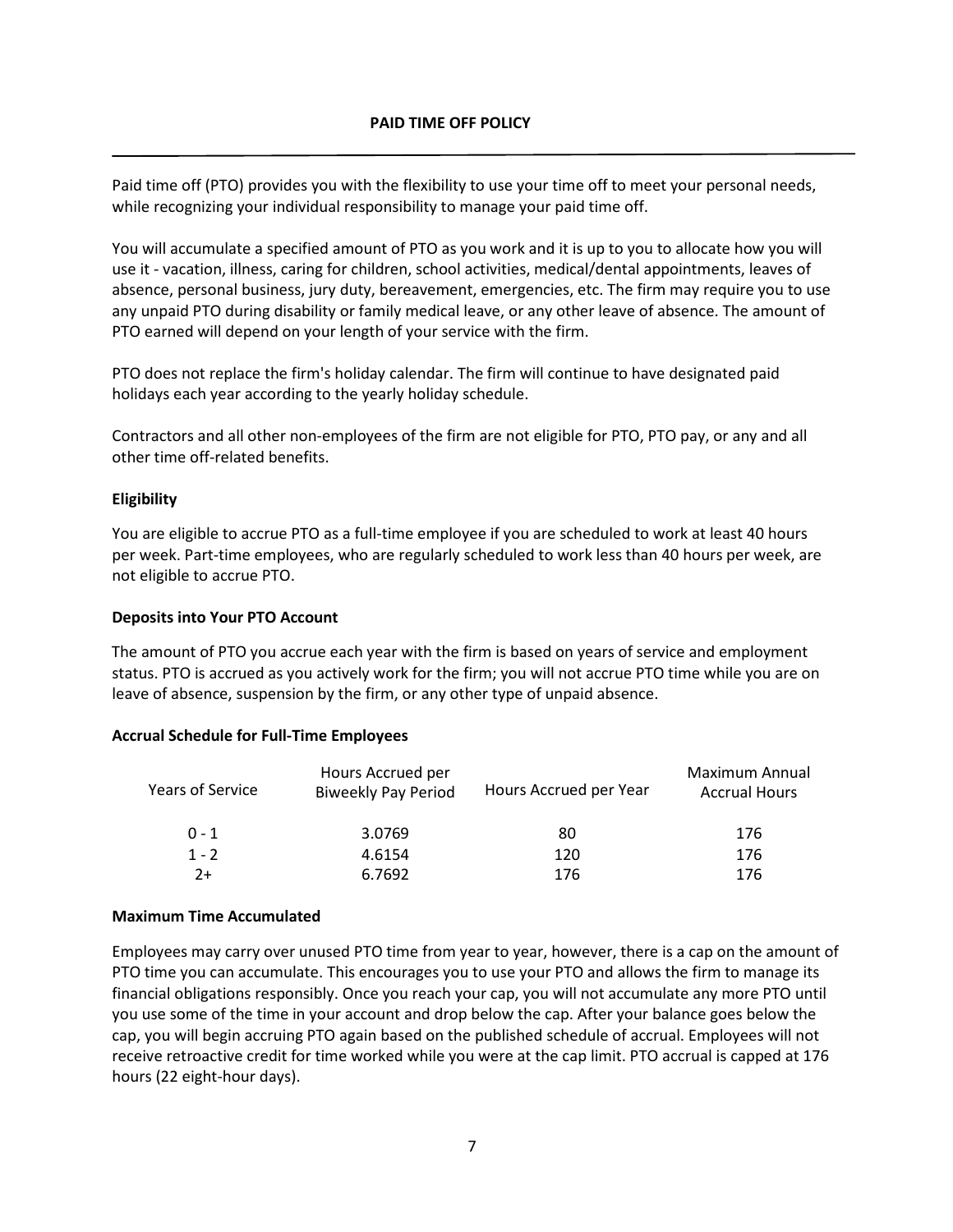## PAID TIME OFF POLICY

Paid time off (PTO) provides you with the flexibility to use your time off to meet your personal needs, while recognizing your individual responsibility to manage your paid time off.

You will accumulate a specified amount of PTO as you work and it is up to you to allocate how you will use it - vacation, illness, caring for children, school activities, medical/dental appointments, leaves of absence, personal business, jury duty, bereavement, emergencies, etc. The firm may require you to use any unpaid PTO during disability or family medical leave, or any other leave of absence. The amount of PTO earned will depend on your length of your service with the firm.

PTO does not replace the firm's holiday calendar. The firm will continue to have designated paid holidays each year according to the yearly holiday schedule.

Contractors and all other non-employees of the firm are not eligible for PTO, PTO pay, or any and all other time off-related benefits.

### Eligibility

You are eligible to accrue PTO as a full-time employee if you are scheduled to work at least 40 hours per week. Part-time employees, who are regularly scheduled to work less than 40 hours per week, are not eligible to accrue PTO.

### Deposits into Your PTO Account

The amount of PTO you accrue each year with the firm is based on years of service and employment status. PTO is accrued as you actively work for the firm; you will not accrue PTO time while you are on leave of absence, suspension by the firm, or any other type of unpaid absence.

### Accrual Schedule for Full-Time Employees

| Years of Service | Hours Accrued per Biweekly Pay Period | Hours Accrued per Year | Maximum Annual Accrual Hours |
|---|---|---|---|
| 0 - 1 | 3.0769 | 80 | 176 |
| 1 - 2 | 4.6154 | 120 | 176 |
| 2+ | 6.7692 | 176 | 176 |

### Maximum Time Accumulated

Employees may carry over unused PTO time from year to year, however, there is a cap on the amount of PTO time you can accumulate. This encourages you to use your PTO and allows the firm to manage its financial obligations responsibly. Once you reach your cap, you will not accumulate any more PTO until you use some of the time in your account and drop below the cap. After your balance goes below the cap, you will begin accruing PTO again based on the published schedule of accrual. Employees will not receive retroactive credit for time worked while you were at the cap limit. PTO accrual is capped at 176 hours (22 eight-hour days).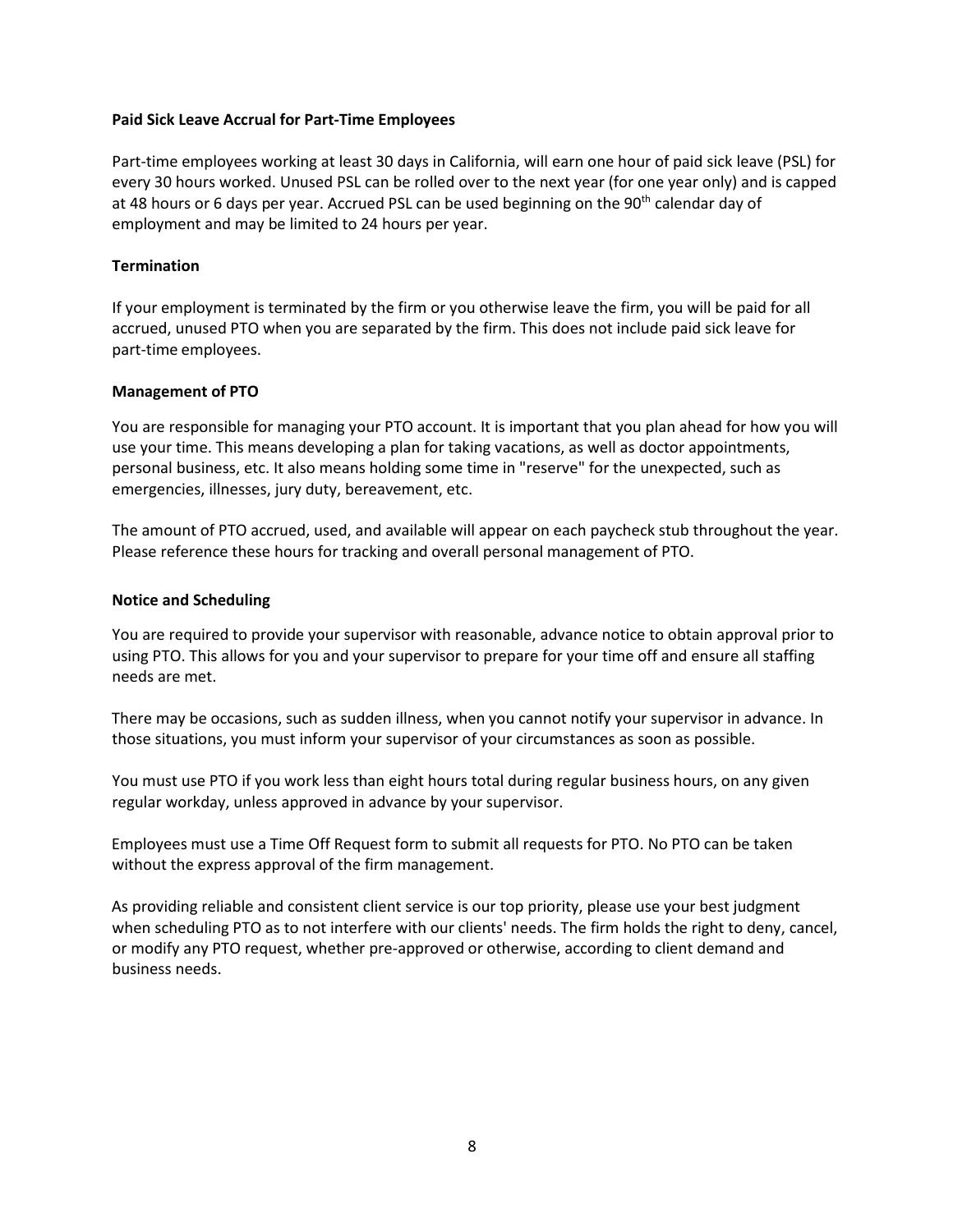**Paid Sick Leave Accrual for Part-Time Employees**

Part-time employees working at least 30 days in California, will earn one hour of paid sick leave (PSL) for every 30 hours worked. Unused PSL can be rolled over to the next year (for one year only) and is capped at 48 hours or 6 days per year. Accrued PSL can be used beginning on the 90th calendar day of employment and may be limited to 24 hours per year.

**Termination**

If your employment is terminated by the firm or you otherwise leave the firm, you will be paid for all accrued, unused PTO when you are separated by the firm. This does not include paid sick leave for part-time employees.

**Management of PTO**

You are responsible for managing your PTO account. It is important that you plan ahead for how you will use your time. This means developing a plan for taking vacations, as well as doctor appointments, personal business, etc. It also means holding some time in "reserve" for the unexpected, such as emergencies, illnesses, jury duty, bereavement, etc.

The amount of PTO accrued, used, and available will appear on each paycheck stub throughout the year. Please reference these hours for tracking and overall personal management of PTO.

**Notice and Scheduling**

You are required to provide your supervisor with reasonable, advance notice to obtain approval prior to using PTO. This allows for you and your supervisor to prepare for your time off and ensure all staffing needs are met.

There may be occasions, such as sudden illness, when you cannot notify your supervisor in advance. In those situations, you must inform your supervisor of your circumstances as soon as possible.

You must use PTO if you work less than eight hours total during regular business hours, on any given regular workday, unless approved in advance by your supervisor.

Employees must use a Time Off Request form to submit all requests for PTO. No PTO can be taken without the express approval of the firm management.

As providing reliable and consistent client service is our top priority, please use your best judgment when scheduling PTO as to not interfere with our clients' needs. The firm holds the right to deny, cancel, or modify any PTO request, whether pre-approved or otherwise, according to client demand and business needs.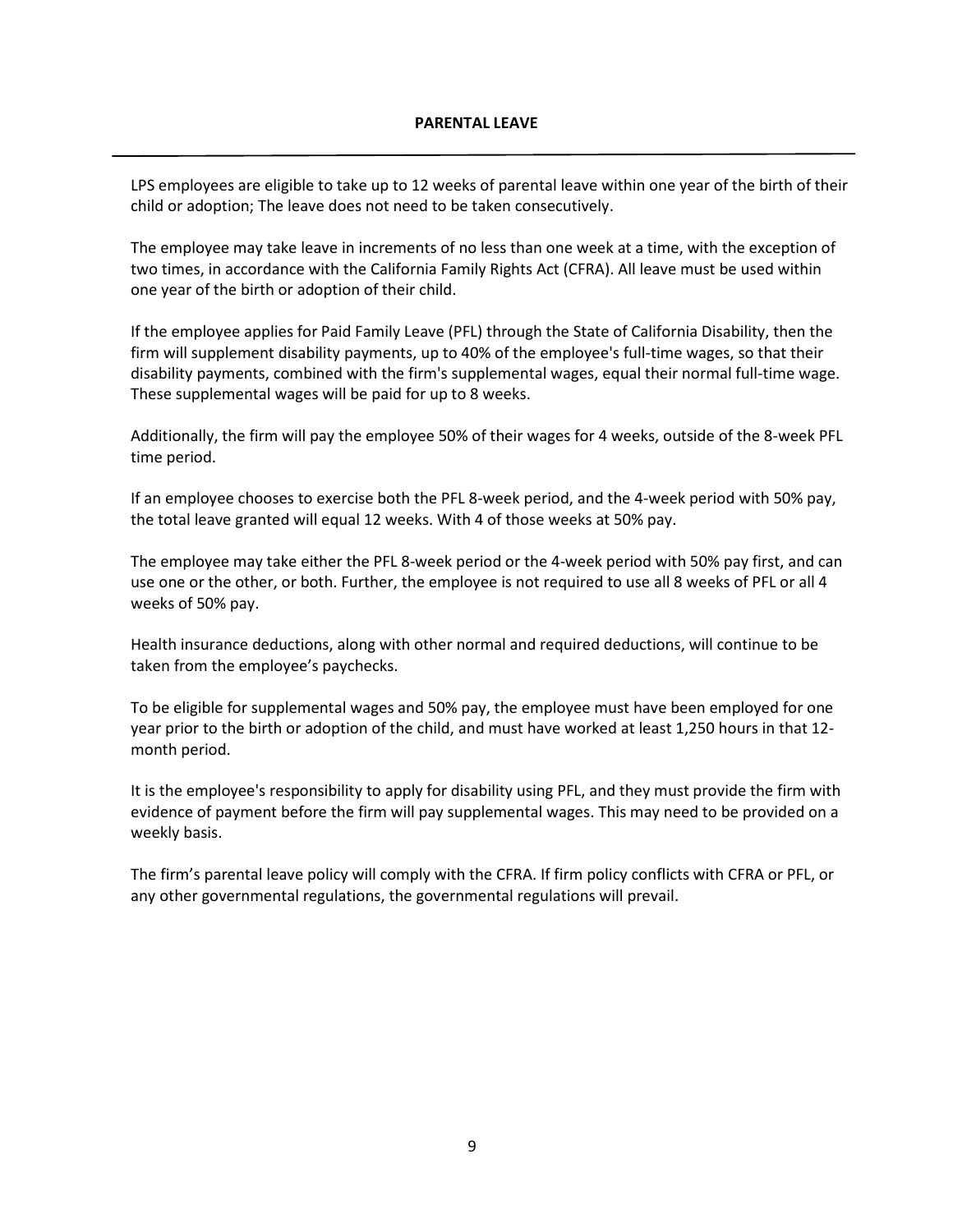## PARENTAL LEAVE

LPS employees are eligible to take up to 12 weeks of parental leave within one year of the birth of their child or adoption; The leave does not need to be taken consecutively.

The employee may take leave in increments of no less than one week at a time, with the exception of two times, in accordance with the California Family Rights Act (CFRA). All leave must be used within one year of the birth or adoption of their child.

If the employee applies for Paid Family Leave (PFL) through the State of California Disability, then the firm will supplement disability payments, up to 40% of the employee's full-time wages, so that their disability payments, combined with the firm's supplemental wages, equal their normal full-time wage. These supplemental wages will be paid for up to 8 weeks.

Additionally, the firm will pay the employee 50% of their wages for 4 weeks, outside of the 8-week PFL time period.

If an employee chooses to exercise both the PFL 8-week period, and the 4-week period with 50% pay, the total leave granted will equal 12 weeks. With 4 of those weeks at 50% pay.

The employee may take either the PFL 8-week period or the 4-week period with 50% pay first, and can use one or the other, or both. Further, the employee is not required to use all 8 weeks of PFL or all 4 weeks of 50% pay.

Health insurance deductions, along with other normal and required deductions, will continue to be taken from the employee's paychecks.

To be eligible for supplemental wages and 50% pay, the employee must have been employed for one year prior to the birth or adoption of the child, and must have worked at least 1,250 hours in that 12-month period.

It is the employee's responsibility to apply for disability using PFL, and they must provide the firm with evidence of payment before the firm will pay supplemental wages. This may need to be provided on a weekly basis.

The firm's parental leave policy will comply with the CFRA. If firm policy conflicts with CFRA or PFL, or any other governmental regulations, the governmental regulations will prevail.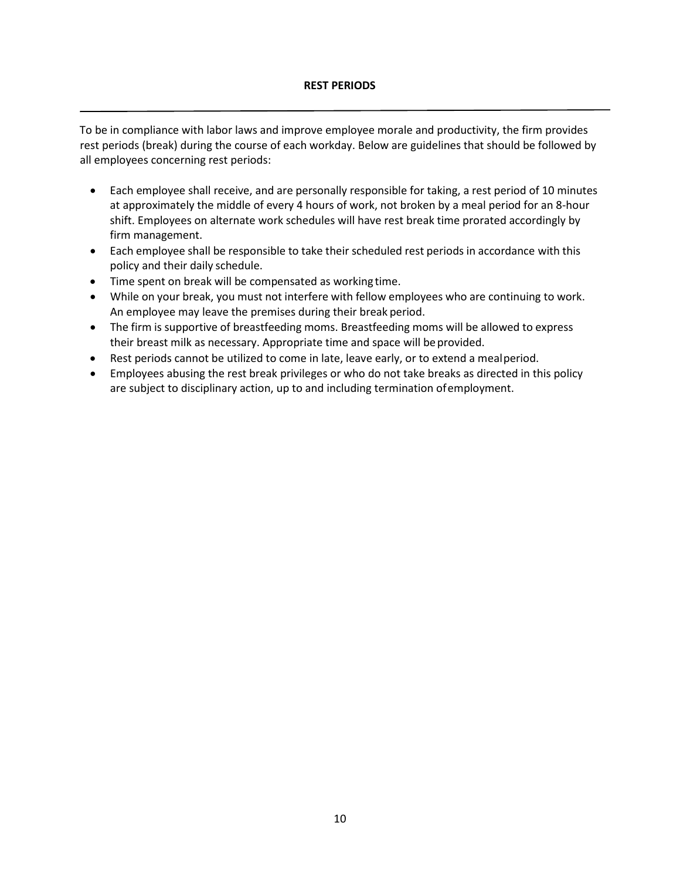# REST PERIODS

To be in compliance with labor laws and improve employee morale and productivity, the firm provides rest periods (break) during the course of each workday. Below are guidelines that should be followed by all employees concerning rest periods:

- Each employee shall receive, and are personally responsible for taking, a rest period of 10 minutes at approximately the middle of every 4 hours of work, not broken by a meal period for an 8-hour shift. Employees on alternate work schedules will have rest break time prorated accordingly by firm management.
- Each employee shall be responsible to take their scheduled rest periods in accordance with this policy and their daily schedule.
- Time spent on break will be compensated as working time.
- While on your break, you must not interfere with fellow employees who are continuing to work. An employee may leave the premises during their break period.
- The firm is supportive of breastfeeding moms. Breastfeeding moms will be allowed to express their breast milk as necessary. Appropriate time and space will be provided.
- Rest periods cannot be utilized to come in late, leave early, or to extend a meal period.
- Employees abusing the rest break privileges or who do not take breaks as directed in this policy are subject to disciplinary action, up to and including termination of employment.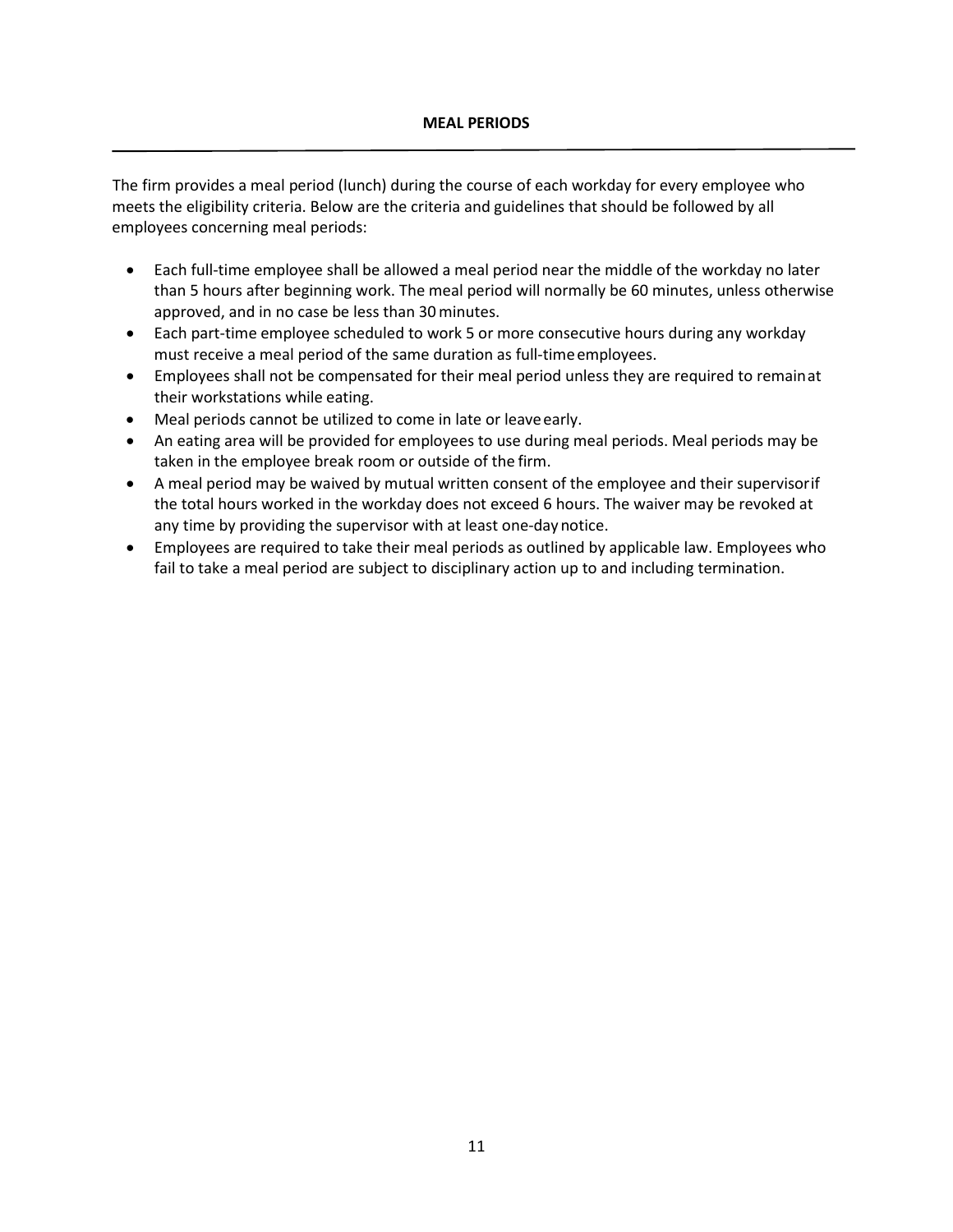## MEAL PERIODS

The firm provides a meal period (lunch) during the course of each workday for every employee who meets the eligibility criteria. Below are the criteria and guidelines that should be followed by all employees concerning meal periods:

- Each full-time employee shall be allowed a meal period near the middle of the workday no later than 5 hours after beginning work. The meal period will normally be 60 minutes, unless otherwise approved, and in no case be less than 30 minutes.
- Each part-time employee scheduled to work 5 or more consecutive hours during any workday must receive a meal period of the same duration as full-time employees.
- Employees shall not be compensated for their meal period unless they are required to remain at their workstations while eating.
- Meal periods cannot be utilized to come in late or leave early.
- An eating area will be provided for employees to use during meal periods. Meal periods may be taken in the employee break room or outside of the firm.
- A meal period may be waived by mutual written consent of the employee and their supervisor if the total hours worked in the workday does not exceed 6 hours. The waiver may be revoked at any time by providing the supervisor with at least one-day notice.
- Employees are required to take their meal periods as outlined by applicable law. Employees who fail to take a meal period are subject to disciplinary action up to and including termination.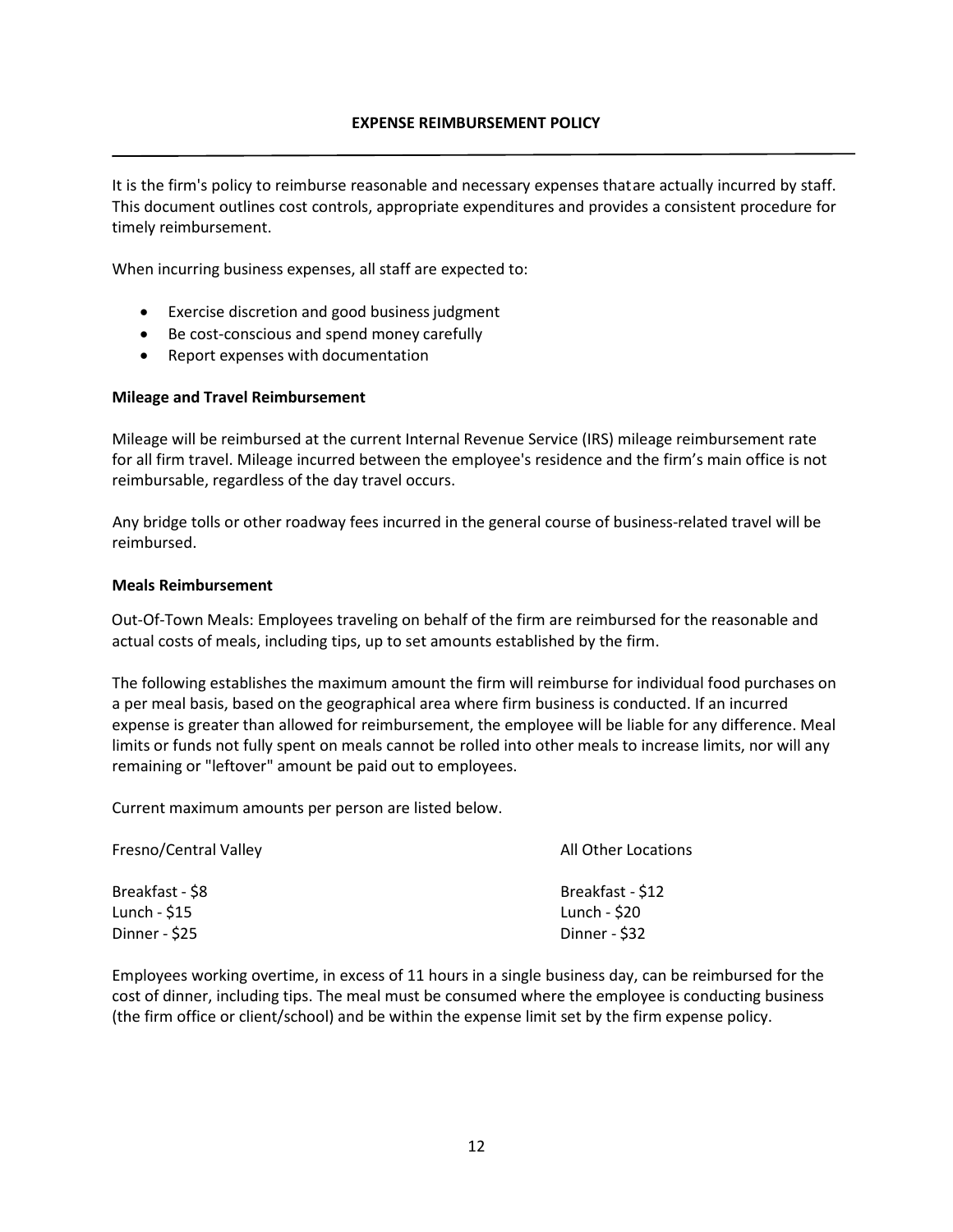## EXPENSE REIMBURSEMENT POLICY

It is the firm's policy to reimburse reasonable and necessary expenses thatare actually incurred by staff. This document outlines cost controls, appropriate expenditures and provides a consistent procedure for timely reimbursement.

When incurring business expenses, all staff are expected to:

- Exercise discretion and good business judgment
- Be cost-conscious and spend money carefully
- Report expenses with documentation

### Mileage and Travel Reimbursement

Mileage will be reimbursed at the current Internal Revenue Service (IRS) mileage reimbursement rate for all firm travel. Mileage incurred between the employee's residence and the firm's main office is not reimbursable, regardless of the day travel occurs.

Any bridge tolls or other roadway fees incurred in the general course of business-related travel will be reimbursed.

### Meals Reimbursement

Out-Of-Town Meals: Employees traveling on behalf of the firm are reimbursed for the reasonable and actual costs of meals, including tips, up to set amounts established by the firm.

The following establishes the maximum amount the firm will reimburse for individual food purchases on a per meal basis, based on the geographical area where firm business is conducted. If an incurred expense is greater than allowed for reimbursement, the employee will be liable for any difference. Meal limits or funds not fully spent on meals cannot be rolled into other meals to increase limits, nor will any remaining or "leftover" amount be paid out to employees.

Current maximum amounts per person are listed below.

| Fresno/Central Valley | All Other Locations |
|---|---|
| Breakfast - $8 | Breakfast - $12 |
| Lunch - $15 | Lunch - $20 |
| Dinner - $25 | Dinner - $32 |

Employees working overtime, in excess of 11 hours in a single business day, can be reimbursed for the cost of dinner, including tips. The meal must be consumed where the employee is conducting business (the firm office or client/school) and be within the expense limit set by the firm expense policy.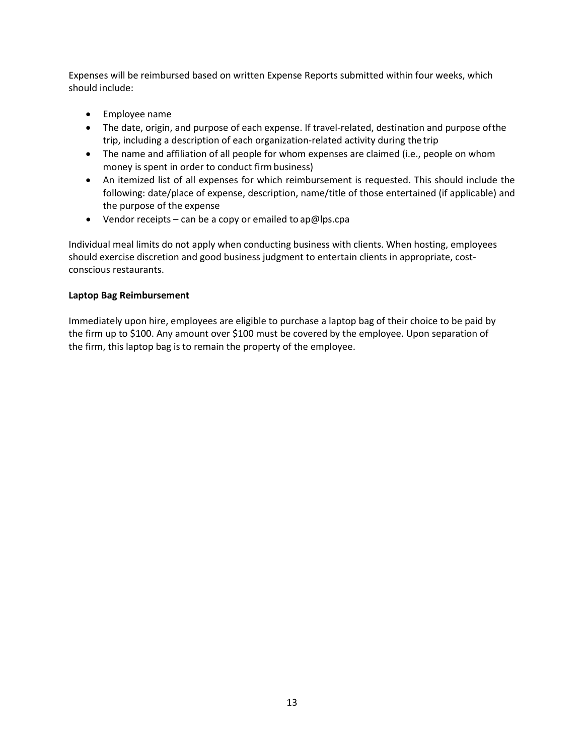Expenses will be reimbursed based on written Expense Reports submitted within four weeks, which should include:

- Employee name
- The date, origin, and purpose of each expense. If travel-related, destination and purpose of the trip, including a description of each organization-related activity during the trip
- The name and affiliation of all people for whom expenses are claimed (i.e., people on whom money is spent in order to conduct firm business)
- An itemized list of all expenses for which reimbursement is requested. This should include the following: date/place of expense, description, name/title of those entertained (if applicable) and the purpose of the expense
- Vendor receipts – can be a copy or emailed to ap@lps.cpa

Individual meal limits do not apply when conducting business with clients. When hosting, employees should exercise discretion and good business judgment to entertain clients in appropriate, cost-conscious restaurants.

**Laptop Bag Reimbursement**

Immediately upon hire, employees are eligible to purchase a laptop bag of their choice to be paid by the firm up to $100. Any amount over $100 must be covered by the employee. Upon separation of the firm, this laptop bag is to remain the property of the employee.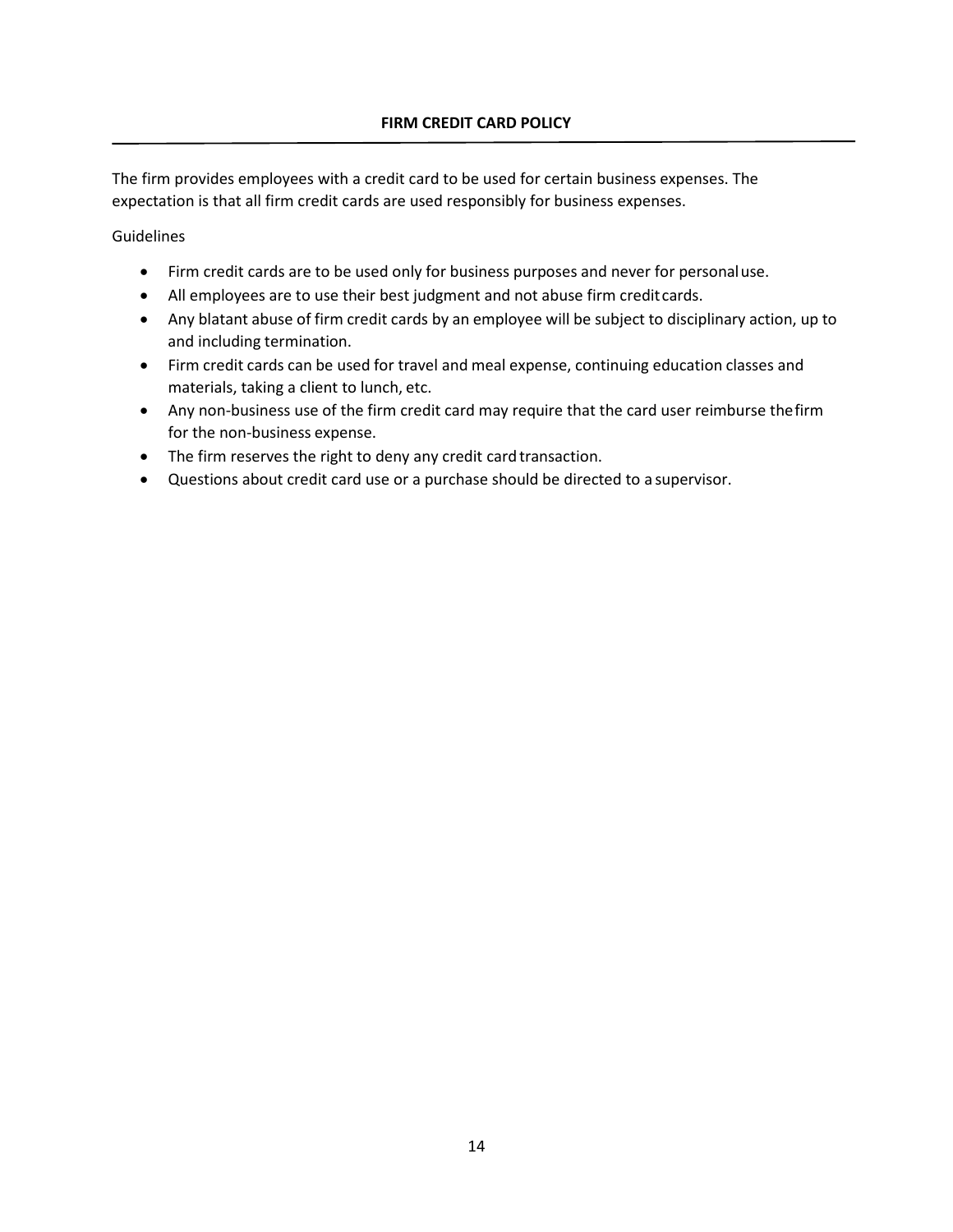## FIRM CREDIT CARD POLICY

The firm provides employees with a credit card to be used for certain business expenses. The expectation is that all firm credit cards are used responsibly for business expenses.

Guidelines

- Firm credit cards are to be used only for business purposes and never for personal use.
- All employees are to use their best judgment and not abuse firm credit cards.
- Any blatant abuse of firm credit cards by an employee will be subject to disciplinary action, up to and including termination.
- Firm credit cards can be used for travel and meal expense, continuing education classes and materials, taking a client to lunch, etc.
- Any non-business use of the firm credit card may require that the card user reimburse the firm for the non-business expense.
- The firm reserves the right to deny any credit card transaction.
- Questions about credit card use or a purchase should be directed to a supervisor.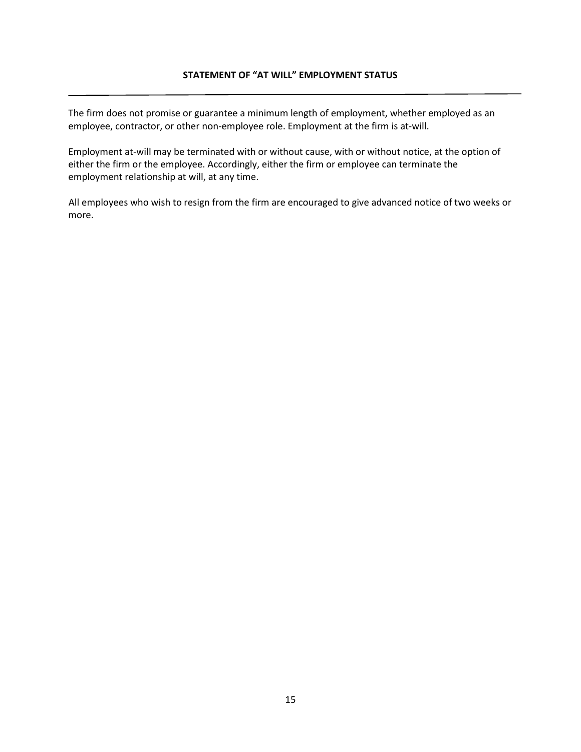## STATEMENT OF "AT WILL" EMPLOYMENT STATUS

The firm does not promise or guarantee a minimum length of employment, whether employed as an employee, contractor, or other non-employee role. Employment at the firm is at-will.

Employment at-will may be terminated with or without cause, with or without notice, at the option of either the firm or the employee. Accordingly, either the firm or employee can terminate the employment relationship at will, at any time.

All employees who wish to resign from the firm are encouraged to give advanced notice of two weeks or more.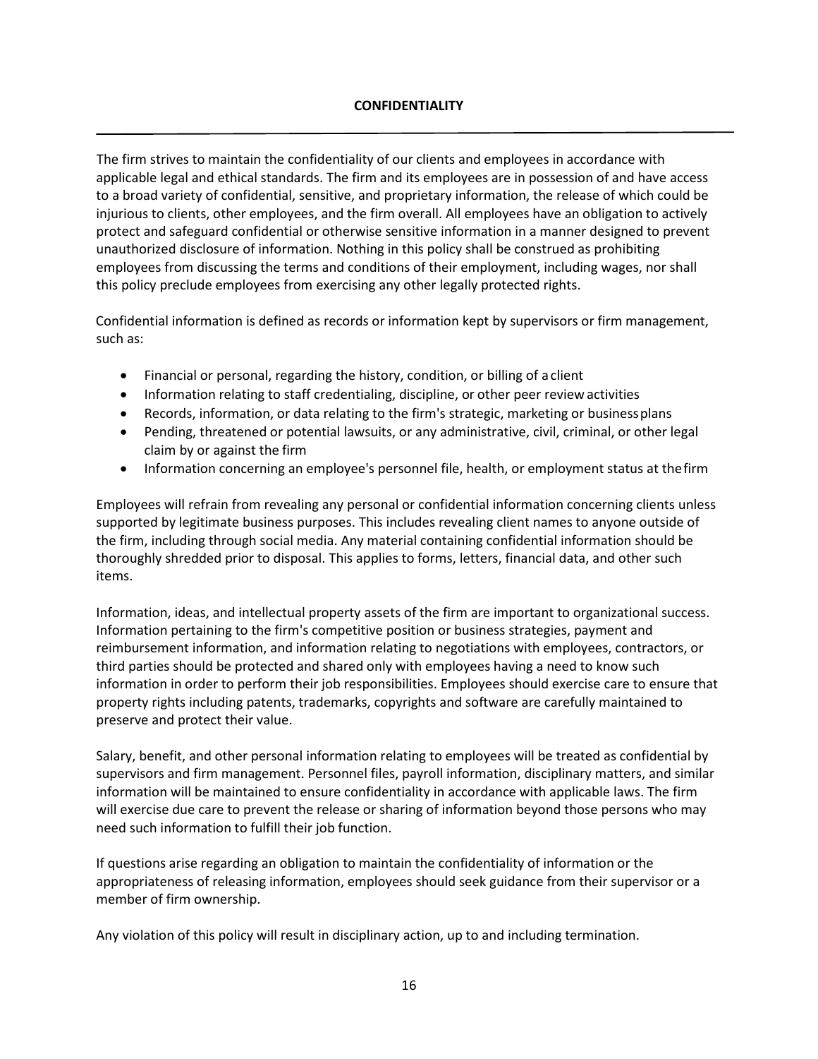## CONFIDENTIALITY

The firm strives to maintain the confidentiality of our clients and employees in accordance with applicable legal and ethical standards. The firm and its employees are in possession of and have access to a broad variety of confidential, sensitive, and proprietary information, the release of which could be injurious to clients, other employees, and the firm overall. All employees have an obligation to actively protect and safeguard confidential or otherwise sensitive information in a manner designed to prevent unauthorized disclosure of information. Nothing in this policy shall be construed as prohibiting employees from discussing the terms and conditions of their employment, including wages, nor shall this policy preclude employees from exercising any other legally protected rights.

Confidential information is defined as records or information kept by supervisors or firm management, such as:

- Financial or personal, regarding the history, condition, or billing of a client
- Information relating to staff credentialing, discipline, or other peer review activities
- Records, information, or data relating to the firm's strategic, marketing or business plans
- Pending, threatened or potential lawsuits, or any administrative, civil, criminal, or other legal claim by or against the firm
- Information concerning an employee's personnel file, health, or employment status at the firm

Employees will refrain from revealing any personal or confidential information concerning clients unless supported by legitimate business purposes. This includes revealing client names to anyone outside of the firm, including through social media. Any material containing confidential information should be thoroughly shredded prior to disposal. This applies to forms, letters, financial data, and other such items.

Information, ideas, and intellectual property assets of the firm are important to organizational success. Information pertaining to the firm's competitive position or business strategies, payment and reimbursement information, and information relating to negotiations with employees, contractors, or third parties should be protected and shared only with employees having a need to know such information in order to perform their job responsibilities. Employees should exercise care to ensure that property rights including patents, trademarks, copyrights and software are carefully maintained to preserve and protect their value.

Salary, benefit, and other personal information relating to employees will be treated as confidential by supervisors and firm management. Personnel files, payroll information, disciplinary matters, and similar information will be maintained to ensure confidentiality in accordance with applicable laws. The firm will exercise due care to prevent the release or sharing of information beyond those persons who may need such information to fulfill their job function.

If questions arise regarding an obligation to maintain the confidentiality of information or the appropriateness of releasing information, employees should seek guidance from their supervisor or a member of firm ownership.

Any violation of this policy will result in disciplinary action, up to and including termination.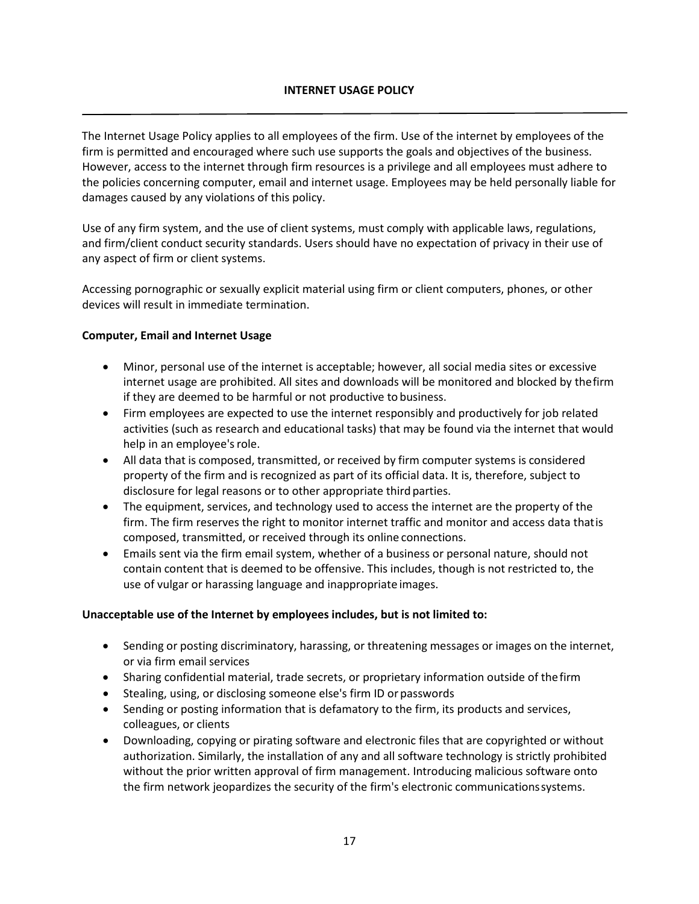# INTERNET USAGE POLICY

---

The Internet Usage Policy applies to all employees of the firm. Use of the internet by employees of the firm is permitted and encouraged where such use supports the goals and objectives of the business. However, access to the internet through firm resources is a privilege and all employees must adhere to the policies concerning computer, email and internet usage. Employees may be held personally liable for damages caused by any violations of this policy.

Use of any firm system, and the use of client systems, must comply with applicable laws, regulations, and firm/client conduct security standards. Users should have no expectation of privacy in their use of any aspect of firm or client systems.

Accessing pornographic or sexually explicit material using firm or client computers, phones, or other devices will result in immediate termination.

**Computer, Email and Internet Usage**

- Minor, personal use of the internet is acceptable; however, all social media sites or excessive internet usage are prohibited. All sites and downloads will be monitored and blocked by the firm if they are deemed to be harmful or not productive to business.
- Firm employees are expected to use the internet responsibly and productively for job related activities (such as research and educational tasks) that may be found via the internet that would help in an employee's role.
- All data that is composed, transmitted, or received by firm computer systems is considered property of the firm and is recognized as part of its official data. It is, therefore, subject to disclosure for legal reasons or to other appropriate third parties.
- The equipment, services, and technology used to access the internet are the property of the firm. The firm reserves the right to monitor internet traffic and monitor and access data that is composed, transmitted, or received through its online connections.
- Emails sent via the firm email system, whether of a business or personal nature, should not contain content that is deemed to be offensive. This includes, though is not restricted to, the use of vulgar or harassing language and inappropriate images.

**Unacceptable use of the Internet by employees includes, but is not limited to:**

- Sending or posting discriminatory, harassing, or threatening messages or images on the internet, or via firm email services
- Sharing confidential material, trade secrets, or proprietary information outside of the firm
- Stealing, using, or disclosing someone else's firm ID or passwords
- Sending or posting information that is defamatory to the firm, its products and services, colleagues, or clients
- Downloading, copying or pirating software and electronic files that are copyrighted or without authorization. Similarly, the installation of any and all software technology is strictly prohibited without the prior written approval of firm management. Introducing malicious software onto the firm network jeopardizes the security of the firm's electronic communications systems.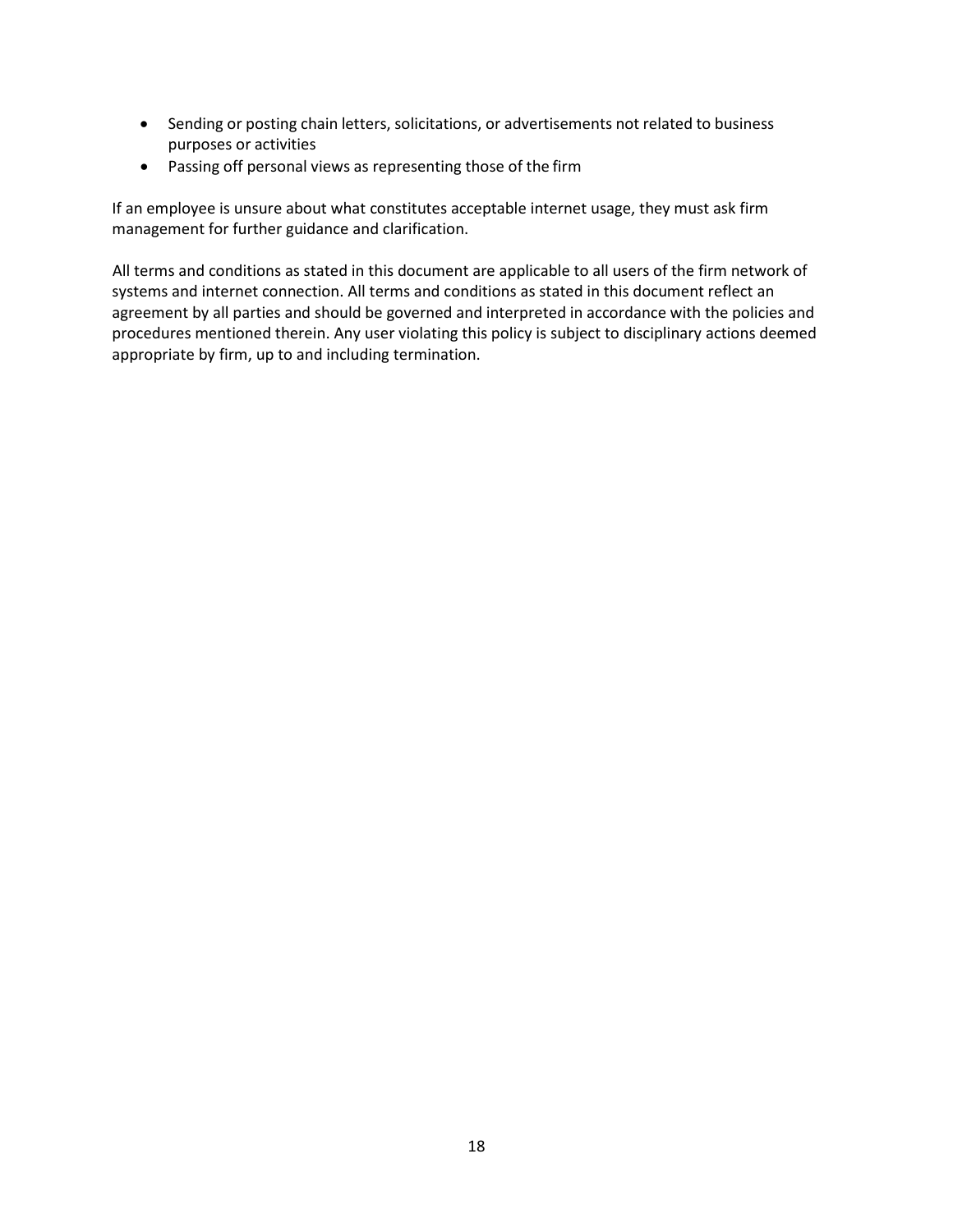- Sending or posting chain letters, solicitations, or advertisements not related to business purposes or activities
- Passing off personal views as representing those of the firm

If an employee is unsure about what constitutes acceptable internet usage, they must ask firm management for further guidance and clarification.

All terms and conditions as stated in this document are applicable to all users of the firm network of systems and internet connection. All terms and conditions as stated in this document reflect an agreement by all parties and should be governed and interpreted in accordance with the policies and procedures mentioned therein. Any user violating this policy is subject to disciplinary actions deemed appropriate by firm, up to and including termination.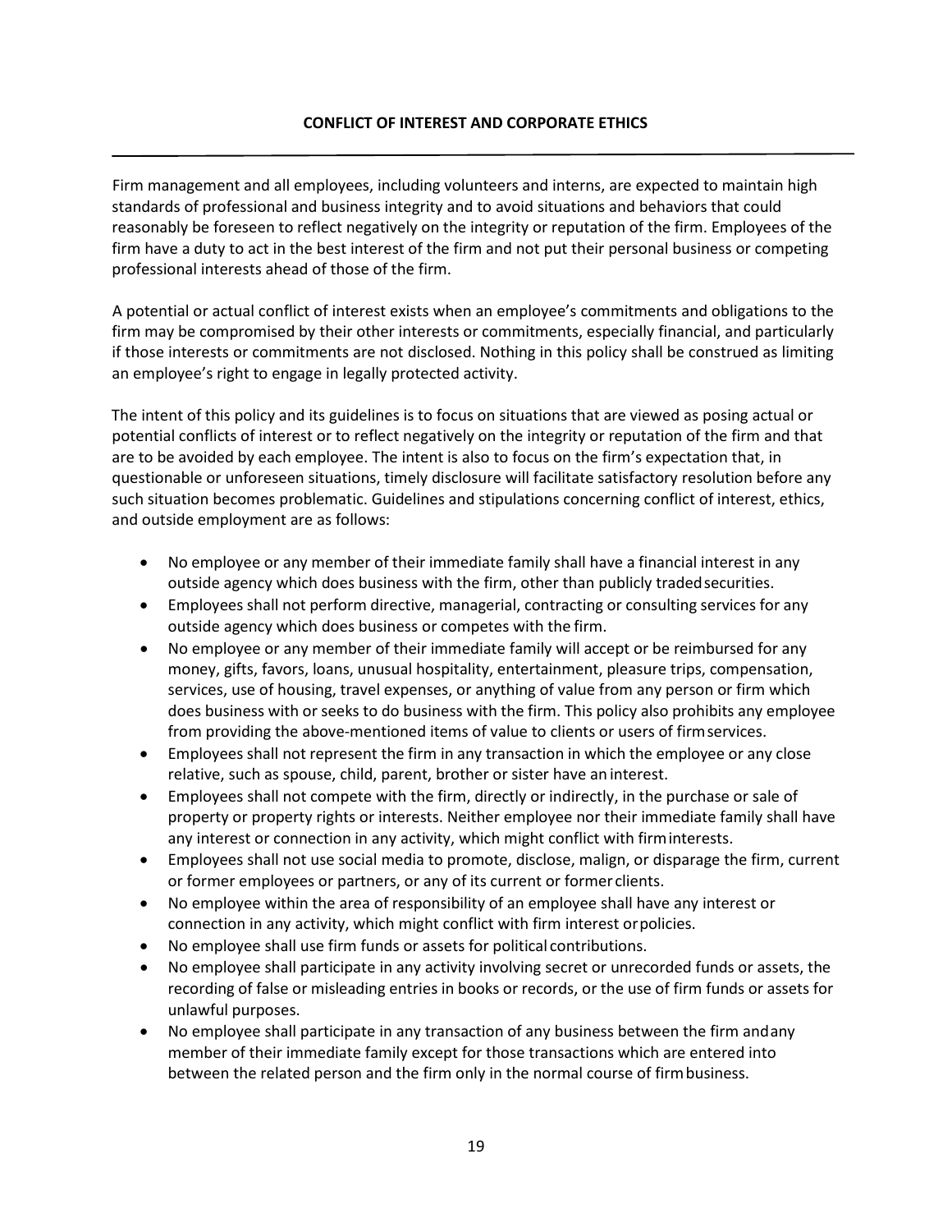## CONFLICT OF INTEREST AND CORPORATE ETHICS

Firm management and all employees, including volunteers and interns, are expected to maintain high standards of professional and business integrity and to avoid situations and behaviors that could reasonably be foreseen to reflect negatively on the integrity or reputation of the firm. Employees of the firm have a duty to act in the best interest of the firm and not put their personal business or competing professional interests ahead of those of the firm.

A potential or actual conflict of interest exists when an employee's commitments and obligations to the firm may be compromised by their other interests or commitments, especially financial, and particularly if those interests or commitments are not disclosed. Nothing in this policy shall be construed as limiting an employee's right to engage in legally protected activity.

The intent of this policy and its guidelines is to focus on situations that are viewed as posing actual or potential conflicts of interest or to reflect negatively on the integrity or reputation of the firm and that are to be avoided by each employee. The intent is also to focus on the firm's expectation that, in questionable or unforeseen situations, timely disclosure will facilitate satisfactory resolution before any such situation becomes problematic. Guidelines and stipulations concerning conflict of interest, ethics, and outside employment are as follows:

- No employee or any member of their immediate family shall have a financial interest in any outside agency which does business with the firm, other than publicly traded securities.
- Employees shall not perform directive, managerial, contracting or consulting services for any outside agency which does business or competes with the firm.
- No employee or any member of their immediate family will accept or be reimbursed for any money, gifts, favors, loans, unusual hospitality, entertainment, pleasure trips, compensation, services, use of housing, travel expenses, or anything of value from any person or firm which does business with or seeks to do business with the firm. This policy also prohibits any employee from providing the above-mentioned items of value to clients or users of firm services.
- Employees shall not represent the firm in any transaction in which the employee or any close relative, such as spouse, child, parent, brother or sister have an interest.
- Employees shall not compete with the firm, directly or indirectly, in the purchase or sale of property or property rights or interests. Neither employee nor their immediate family shall have any interest or connection in any activity, which might conflict with firm interests.
- Employees shall not use social media to promote, disclose, malign, or disparage the firm, current or former employees or partners, or any of its current or former clients.
- No employee within the area of responsibility of an employee shall have any interest or connection in any activity, which might conflict with firm interest or policies.
- No employee shall use firm funds or assets for political contributions.
- No employee shall participate in any activity involving secret or unrecorded funds or assets, the recording of false or misleading entries in books or records, or the use of firm funds or assets for unlawful purposes.
- No employee shall participate in any transaction of any business between the firm and any member of their immediate family except for those transactions which are entered into between the related person and the firm only in the normal course of firm business.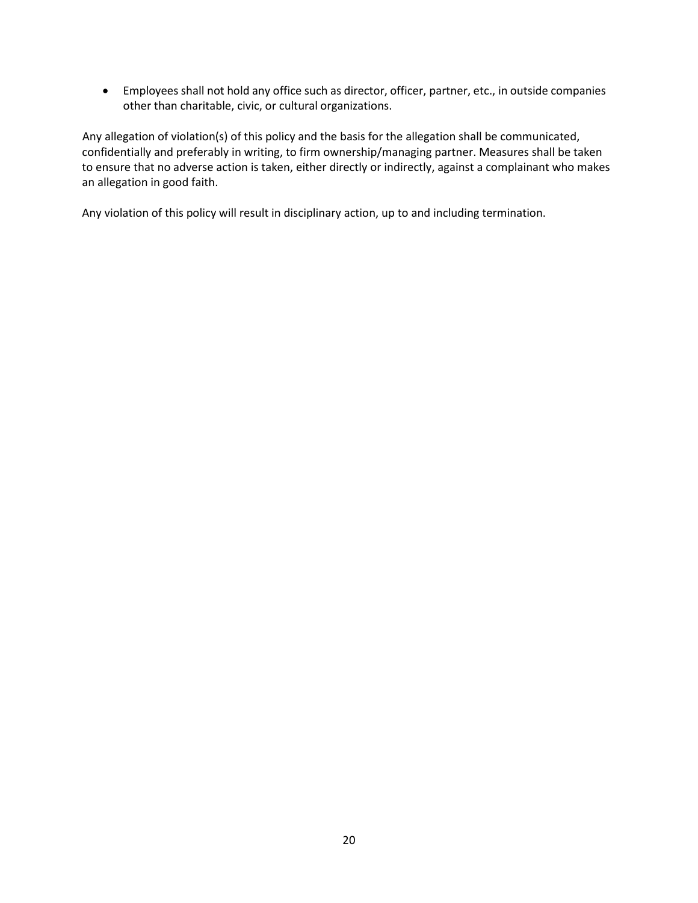- Employees shall not hold any office such as director, officer, partner, etc., in outside companies other than charitable, civic, or cultural organizations.

Any allegation of violation(s) of this policy and the basis for the allegation shall be communicated, confidentially and preferably in writing, to firm ownership/managing partner. Measures shall be taken to ensure that no adverse action is taken, either directly or indirectly, against a complainant who makes an allegation in good faith.

Any violation of this policy will result in disciplinary action, up to and including termination.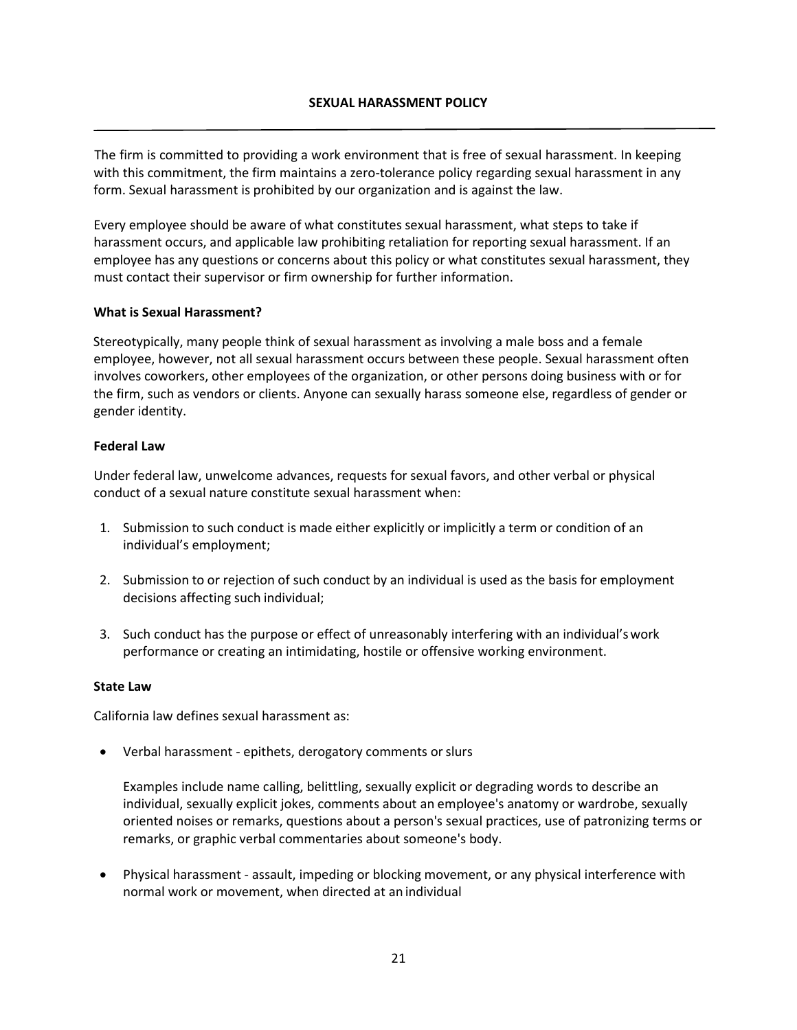# SEXUAL HARASSMENT POLICY

The firm is committed to providing a work environment that is free of sexual harassment. In keeping with this commitment, the firm maintains a zero-tolerance policy regarding sexual harassment in any form. Sexual harassment is prohibited by our organization and is against the law.

Every employee should be aware of what constitutes sexual harassment, what steps to take if harassment occurs, and applicable law prohibiting retaliation for reporting sexual harassment. If an employee has any questions or concerns about this policy or what constitutes sexual harassment, they must contact their supervisor or firm ownership for further information.

## What is Sexual Harassment?

Stereotypically, many people think of sexual harassment as involving a male boss and a female employee, however, not all sexual harassment occurs between these people. Sexual harassment often involves coworkers, other employees of the organization, or other persons doing business with or for the firm, such as vendors or clients. Anyone can sexually harass someone else, regardless of gender or gender identity.

## Federal Law

Under federal law, unwelcome advances, requests for sexual favors, and other verbal or physical conduct of a sexual nature constitute sexual harassment when:

1. Submission to such conduct is made either explicitly or implicitly a term or condition of an individual's employment;
2. Submission to or rejection of such conduct by an individual is used as the basis for employment decisions affecting such individual;
3. Such conduct has the purpose or effect of unreasonably interfering with an individual's work performance or creating an intimidating, hostile or offensive working environment.

## State Law

California law defines sexual harassment as:

- Verbal harassment - epithets, derogatory comments or slurs

  Examples include name calling, belittling, sexually explicit or degrading words to describe an individual, sexually explicit jokes, comments about an employee's anatomy or wardrobe, sexually oriented noises or remarks, questions about a person's sexual practices, use of patronizing terms or remarks, or graphic verbal commentaries about someone's body.

- Physical harassment - assault, impeding or blocking movement, or any physical interference with normal work or movement, when directed at an individual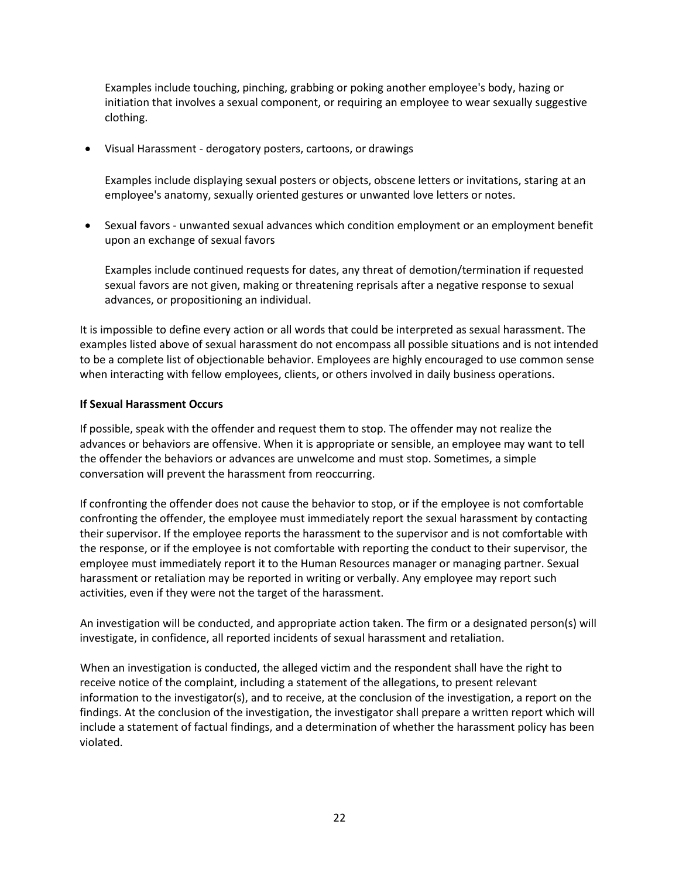Examples include touching, pinching, grabbing or poking another employee's body, hazing or initiation that involves a sexual component, or requiring an employee to wear sexually suggestive clothing.

- Visual Harassment - derogatory posters, cartoons, or drawings

  Examples include displaying sexual posters or objects, obscene letters or invitations, staring at an employee's anatomy, sexually oriented gestures or unwanted love letters or notes.

- Sexual favors - unwanted sexual advances which condition employment or an employment benefit upon an exchange of sexual favors

  Examples include continued requests for dates, any threat of demotion/termination if requested sexual favors are not given, making or threatening reprisals after a negative response to sexual advances, or propositioning an individual.

It is impossible to define every action or all words that could be interpreted as sexual harassment. The examples listed above of sexual harassment do not encompass all possible situations and is not intended to be a complete list of objectionable behavior. Employees are highly encouraged to use common sense when interacting with fellow employees, clients, or others involved in daily business operations.

**If Sexual Harassment Occurs**

If possible, speak with the offender and request them to stop. The offender may not realize the advances or behaviors are offensive. When it is appropriate or sensible, an employee may want to tell the offender the behaviors or advances are unwelcome and must stop. Sometimes, a simple conversation will prevent the harassment from reoccurring.

If confronting the offender does not cause the behavior to stop, or if the employee is not comfortable confronting the offender, the employee must immediately report the sexual harassment by contacting their supervisor. If the employee reports the harassment to the supervisor and is not comfortable with the response, or if the employee is not comfortable with reporting the conduct to their supervisor, the employee must immediately report it to the Human Resources manager or managing partner. Sexual harassment or retaliation may be reported in writing or verbally. Any employee may report such activities, even if they were not the target of the harassment.

An investigation will be conducted, and appropriate action taken. The firm or a designated person(s) will investigate, in confidence, all reported incidents of sexual harassment and retaliation.

When an investigation is conducted, the alleged victim and the respondent shall have the right to receive notice of the complaint, including a statement of the allegations, to present relevant information to the investigator(s), and to receive, at the conclusion of the investigation, a report on the findings. At the conclusion of the investigation, the investigator shall prepare a written report which will include a statement of factual findings, and a determination of whether the harassment policy has been violated.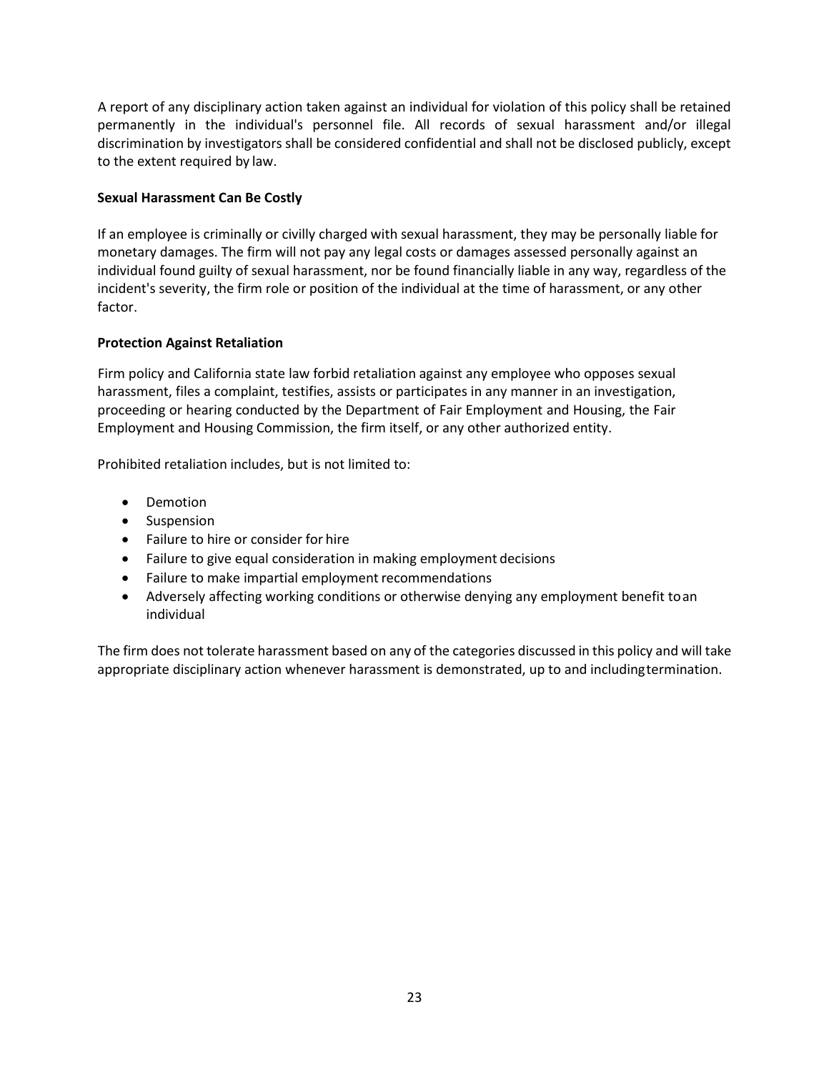A report of any disciplinary action taken against an individual for violation of this policy shall be retained permanently in the individual's personnel file. All records of sexual harassment and/or illegal discrimination by investigators shall be considered confidential and shall not be disclosed publicly, except to the extent required by law.

**Sexual Harassment Can Be Costly**

If an employee is criminally or civilly charged with sexual harassment, they may be personally liable for monetary damages. The firm will not pay any legal costs or damages assessed personally against an individual found guilty of sexual harassment, nor be found financially liable in any way, regardless of the incident's severity, the firm role or position of the individual at the time of harassment, or any other factor.

**Protection Against Retaliation**

Firm policy and California state law forbid retaliation against any employee who opposes sexual harassment, files a complaint, testifies, assists or participates in any manner in an investigation, proceeding or hearing conducted by the Department of Fair Employment and Housing, the Fair Employment and Housing Commission, the firm itself, or any other authorized entity.

Prohibited retaliation includes, but is not limited to:

- Demotion
- Suspension
- Failure to hire or consider for hire
- Failure to give equal consideration in making employment decisions
- Failure to make impartial employment recommendations
- Adversely affecting working conditions or otherwise denying any employment benefit to an individual

The firm does not tolerate harassment based on any of the categories discussed in this policy and will take appropriate disciplinary action whenever harassment is demonstrated, up to and including termination.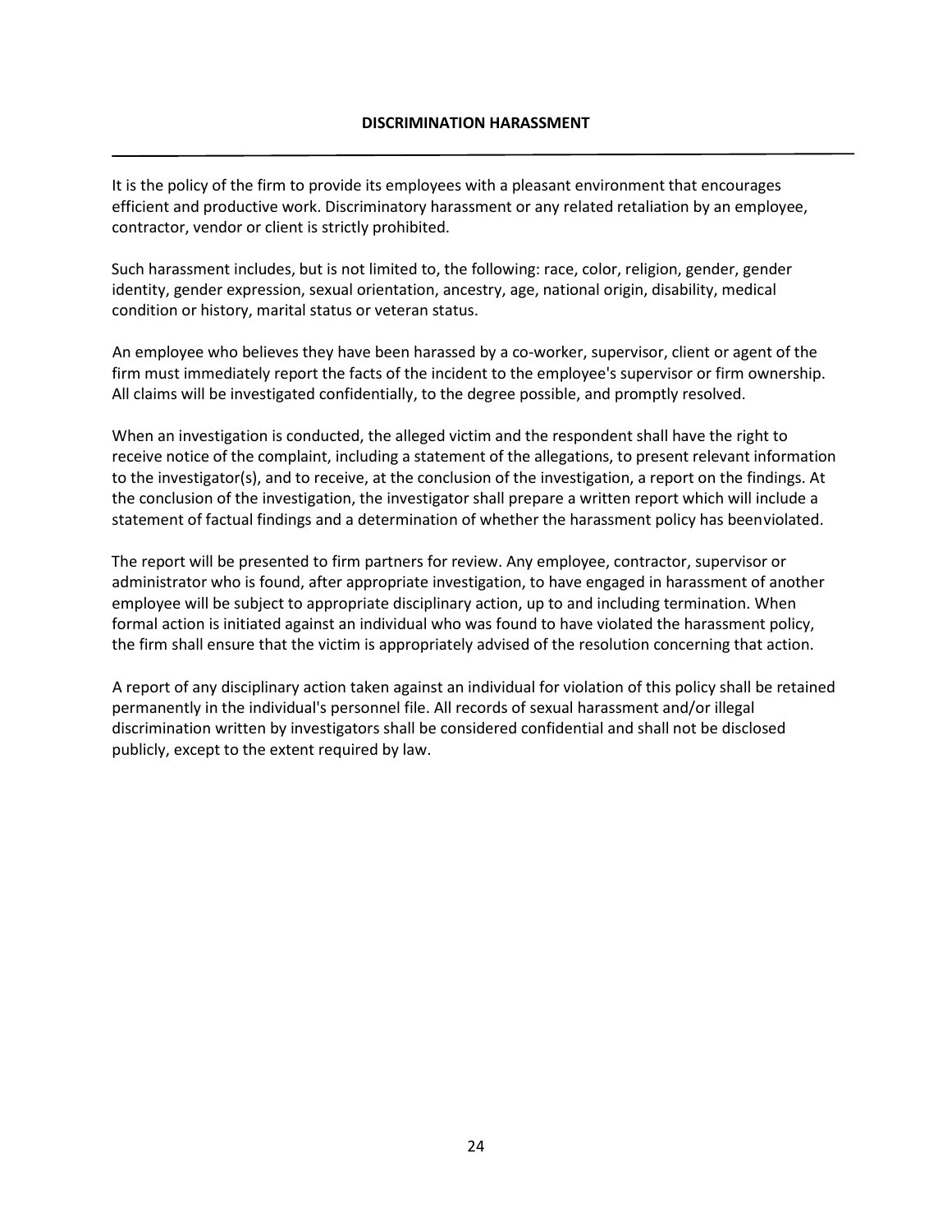## DISCRIMINATION HARASSMENT

It is the policy of the firm to provide its employees with a pleasant environment that encourages efficient and productive work. Discriminatory harassment or any related retaliation by an employee, contractor, vendor or client is strictly prohibited.

Such harassment includes, but is not limited to, the following: race, color, religion, gender, gender identity, gender expression, sexual orientation, ancestry, age, national origin, disability, medical condition or history, marital status or veteran status.

An employee who believes they have been harassed by a co-worker, supervisor, client or agent of the firm must immediately report the facts of the incident to the employee's supervisor or firm ownership. All claims will be investigated confidentially, to the degree possible, and promptly resolved.

When an investigation is conducted, the alleged victim and the respondent shall have the right to receive notice of the complaint, including a statement of the allegations, to present relevant information to the investigator(s), and to receive, at the conclusion of the investigation, a report on the findings. At the conclusion of the investigation, the investigator shall prepare a written report which will include a statement of factual findings and a determination of whether the harassment policy has beenviolated.

The report will be presented to firm partners for review. Any employee, contractor, supervisor or administrator who is found, after appropriate investigation, to have engaged in harassment of another employee will be subject to appropriate disciplinary action, up to and including termination. When formal action is initiated against an individual who was found to have violated the harassment policy, the firm shall ensure that the victim is appropriately advised of the resolution concerning that action.

A report of any disciplinary action taken against an individual for violation of this policy shall be retained permanently in the individual's personnel file. All records of sexual harassment and/or illegal discrimination written by investigators shall be considered confidential and shall not be disclosed publicly, except to the extent required by law.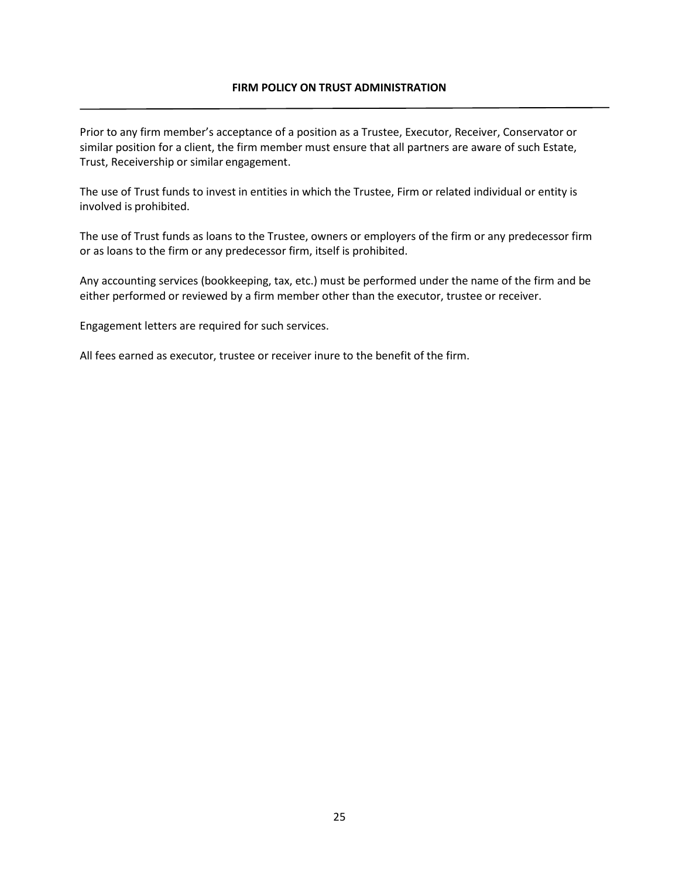## FIRM POLICY ON TRUST ADMINISTRATION

Prior to any firm member's acceptance of a position as a Trustee, Executor, Receiver, Conservator or similar position for a client, the firm member must ensure that all partners are aware of such Estate, Trust, Receivership or similar engagement.

The use of Trust funds to invest in entities in which the Trustee, Firm or related individual or entity is involved is prohibited.

The use of Trust funds as loans to the Trustee, owners or employers of the firm or any predecessor firm or as loans to the firm or any predecessor firm, itself is prohibited.

Any accounting services (bookkeeping, tax, etc.) must be performed under the name of the firm and be either performed or reviewed by a firm member other than the executor, trustee or receiver.

Engagement letters are required for such services.

All fees earned as executor, trustee or receiver inure to the benefit of the firm.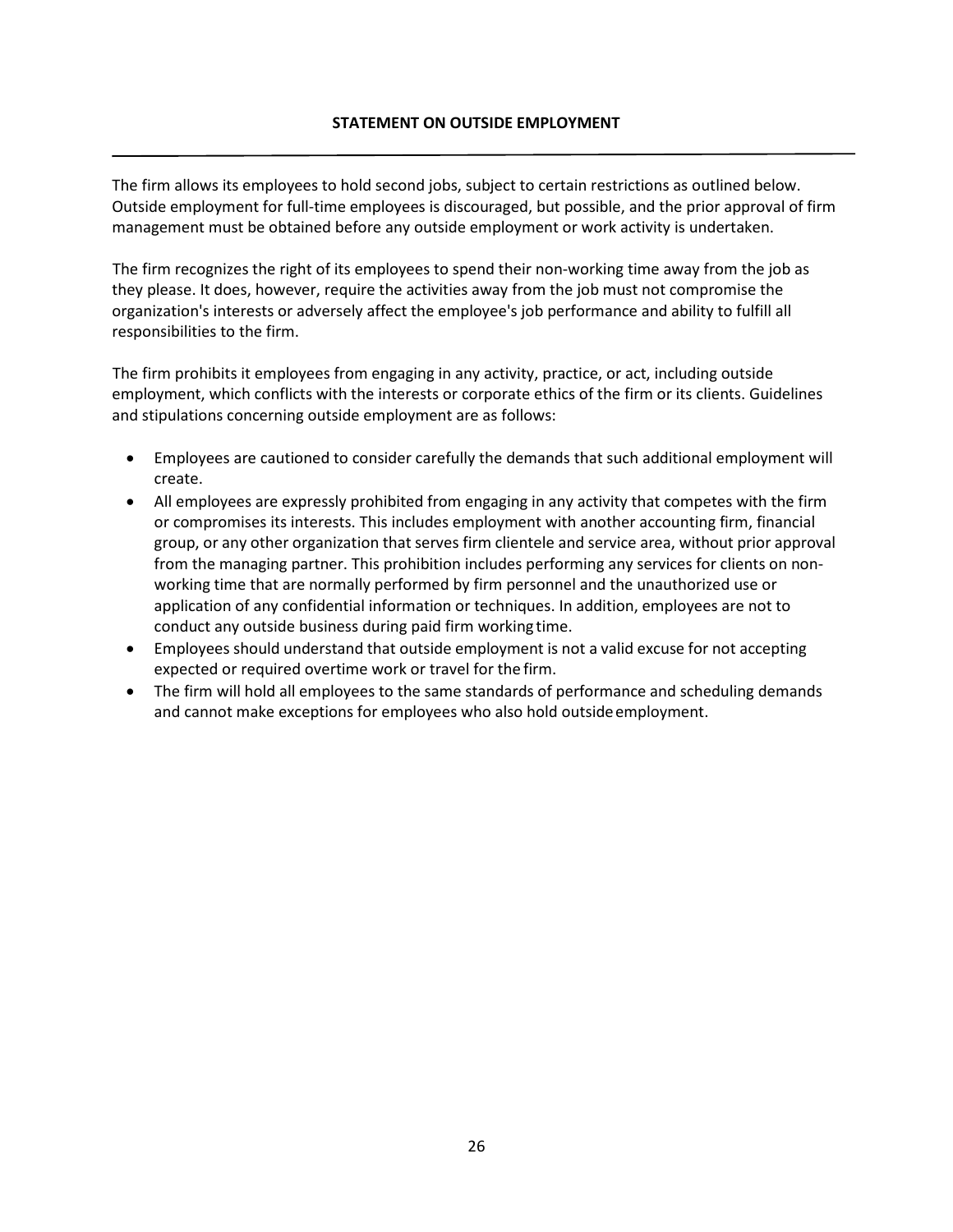## STATEMENT ON OUTSIDE EMPLOYMENT

The firm allows its employees to hold second jobs, subject to certain restrictions as outlined below. Outside employment for full-time employees is discouraged, but possible, and the prior approval of firm management must be obtained before any outside employment or work activity is undertaken.

The firm recognizes the right of its employees to spend their non-working time away from the job as they please. It does, however, require the activities away from the job must not compromise the organization's interests or adversely affect the employee's job performance and ability to fulfill all responsibilities to the firm.

The firm prohibits it employees from engaging in any activity, practice, or act, including outside employment, which conflicts with the interests or corporate ethics of the firm or its clients. Guidelines and stipulations concerning outside employment are as follows:

- Employees are cautioned to consider carefully the demands that such additional employment will create.
- All employees are expressly prohibited from engaging in any activity that competes with the firm or compromises its interests. This includes employment with another accounting firm, financial group, or any other organization that serves firm clientele and service area, without prior approval from the managing partner. This prohibition includes performing any services for clients on non-working time that are normally performed by firm personnel and the unauthorized use or application of any confidential information or techniques. In addition, employees are not to conduct any outside business during paid firm working time.
- Employees should understand that outside employment is not a valid excuse for not accepting expected or required overtime work or travel for the firm.
- The firm will hold all employees to the same standards of performance and scheduling demands and cannot make exceptions for employees who also hold outside employment.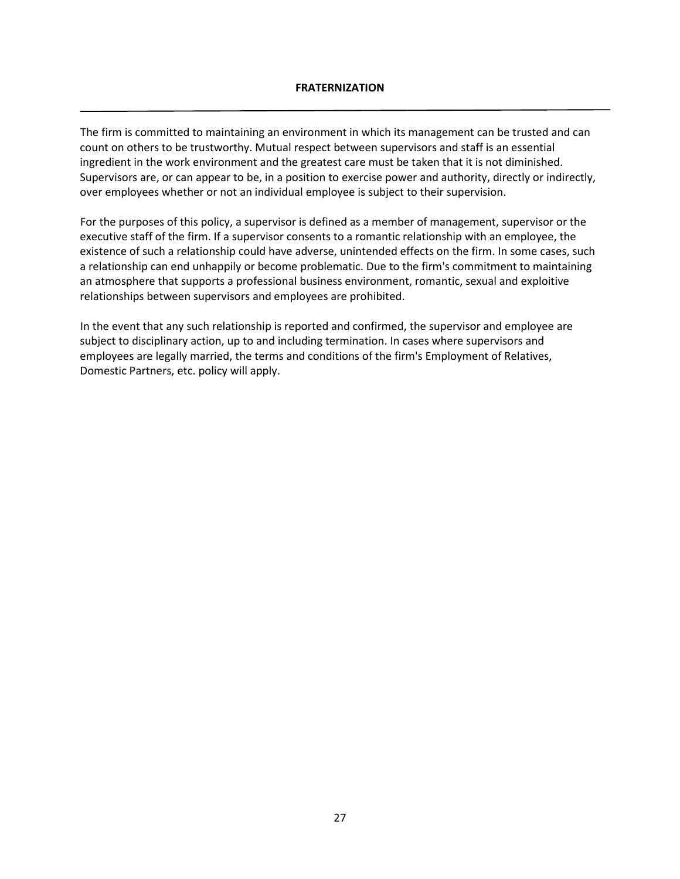## FRATERNIZATION

The firm is committed to maintaining an environment in which its management can be trusted and can count on others to be trustworthy. Mutual respect between supervisors and staff is an essential ingredient in the work environment and the greatest care must be taken that it is not diminished. Supervisors are, or can appear to be, in a position to exercise power and authority, directly or indirectly, over employees whether or not an individual employee is subject to their supervision.

For the purposes of this policy, a supervisor is defined as a member of management, supervisor or the executive staff of the firm. If a supervisor consents to a romantic relationship with an employee, the existence of such a relationship could have adverse, unintended effects on the firm. In some cases, such a relationship can end unhappily or become problematic. Due to the firm's commitment to maintaining an atmosphere that supports a professional business environment, romantic, sexual and exploitive relationships between supervisors and employees are prohibited.

In the event that any such relationship is reported and confirmed, the supervisor and employee are subject to disciplinary action, up to and including termination. In cases where supervisors and employees are legally married, the terms and conditions of the firm's Employment of Relatives, Domestic Partners, etc. policy will apply.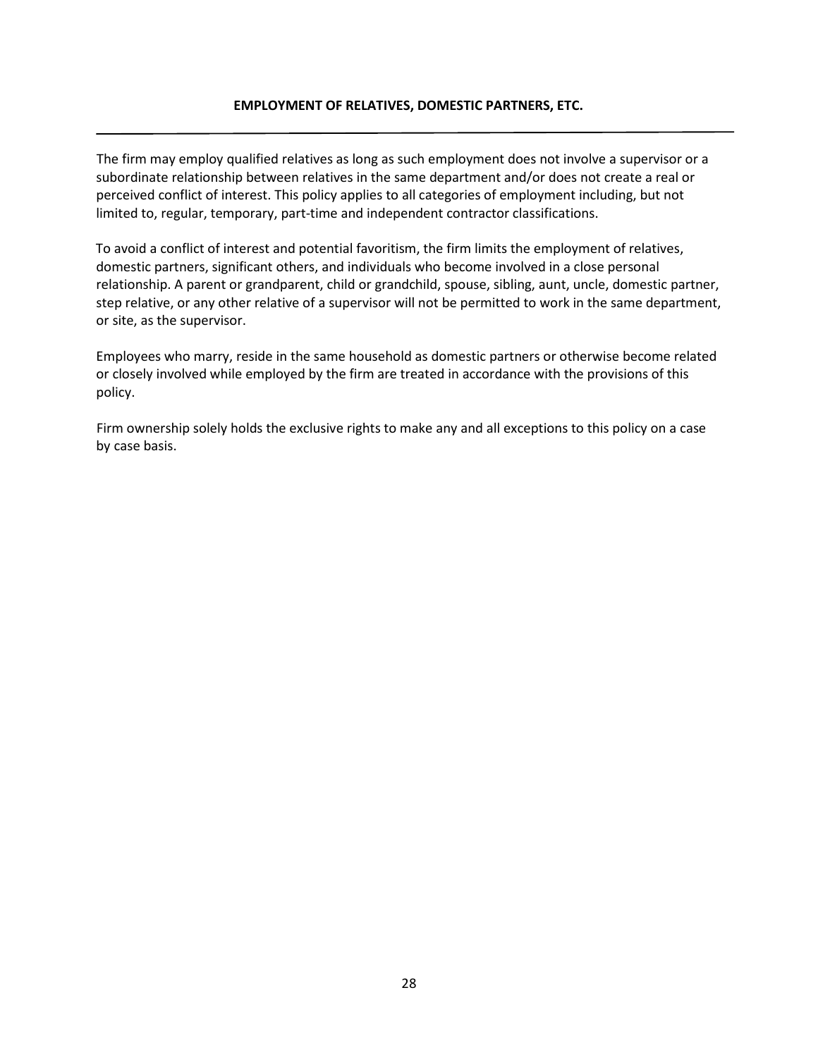## EMPLOYMENT OF RELATIVES, DOMESTIC PARTNERS, ETC.

---

The firm may employ qualified relatives as long as such employment does not involve a supervisor or a subordinate relationship between relatives in the same department and/or does not create a real or perceived conflict of interest. This policy applies to all categories of employment including, but not limited to, regular, temporary, part-time and independent contractor classifications.

To avoid a conflict of interest and potential favoritism, the firm limits the employment of relatives, domestic partners, significant others, and individuals who become involved in a close personal relationship. A parent or grandparent, child or grandchild, spouse, sibling, aunt, uncle, domestic partner, step relative, or any other relative of a supervisor will not be permitted to work in the same department, or site, as the supervisor.

Employees who marry, reside in the same household as domestic partners or otherwise become related or closely involved while employed by the firm are treated in accordance with the provisions of this policy.

Firm ownership solely holds the exclusive rights to make any and all exceptions to this policy on a case by case basis.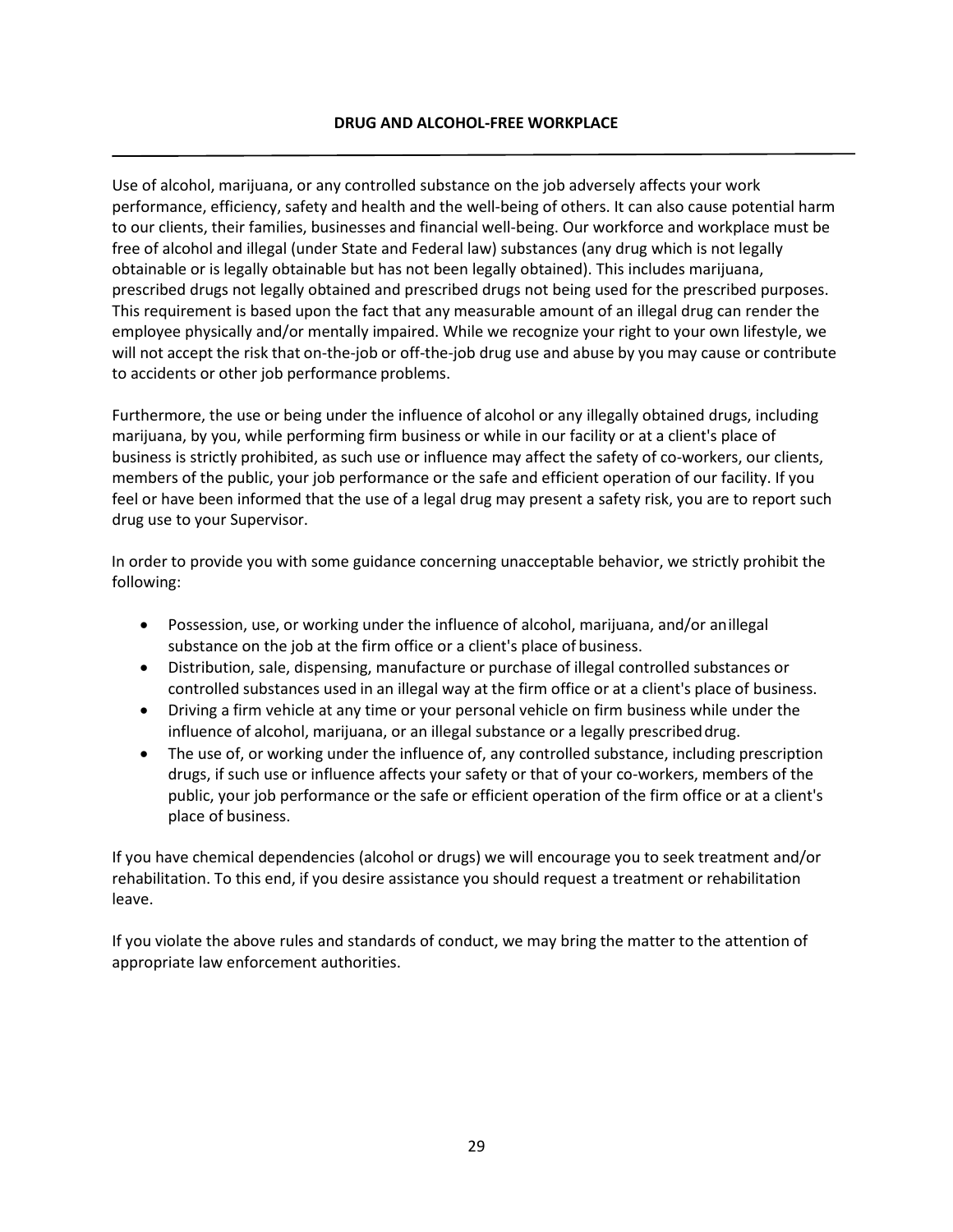## DRUG AND ALCOHOL-FREE WORKPLACE

Use of alcohol, marijuana, or any controlled substance on the job adversely affects your work performance, efficiency, safety and health and the well-being of others. It can also cause potential harm to our clients, their families, businesses and financial well-being. Our workforce and workplace must be free of alcohol and illegal (under State and Federal law) substances (any drug which is not legally obtainable or is legally obtainable but has not been legally obtained). This includes marijuana, prescribed drugs not legally obtained and prescribed drugs not being used for the prescribed purposes. This requirement is based upon the fact that any measurable amount of an illegal drug can render the employee physically and/or mentally impaired. While we recognize your right to your own lifestyle, we will not accept the risk that on-the-job or off-the-job drug use and abuse by you may cause or contribute to accidents or other job performance problems.

Furthermore, the use or being under the influence of alcohol or any illegally obtained drugs, including marijuana, by you, while performing firm business or while in our facility or at a client's place of business is strictly prohibited, as such use or influence may affect the safety of co-workers, our clients, members of the public, your job performance or the safe and efficient operation of our facility. If you feel or have been informed that the use of a legal drug may present a safety risk, you are to report such drug use to your Supervisor.

In order to provide you with some guidance concerning unacceptable behavior, we strictly prohibit the following:

- Possession, use, or working under the influence of alcohol, marijuana, and/or an illegal substance on the job at the firm office or a client's place of business.
- Distribution, sale, dispensing, manufacture or purchase of illegal controlled substances or controlled substances used in an illegal way at the firm office or at a client's place of business.
- Driving a firm vehicle at any time or your personal vehicle on firm business while under the influence of alcohol, marijuana, or an illegal substance or a legally prescribed drug.
- The use of, or working under the influence of, any controlled substance, including prescription drugs, if such use or influence affects your safety or that of your co-workers, members of the public, your job performance or the safe or efficient operation of the firm office or at a client's place of business.

If you have chemical dependencies (alcohol or drugs) we will encourage you to seek treatment and/or rehabilitation. To this end, if you desire assistance you should request a treatment or rehabilitation leave.

If you violate the above rules and standards of conduct, we may bring the matter to the attention of appropriate law enforcement authorities.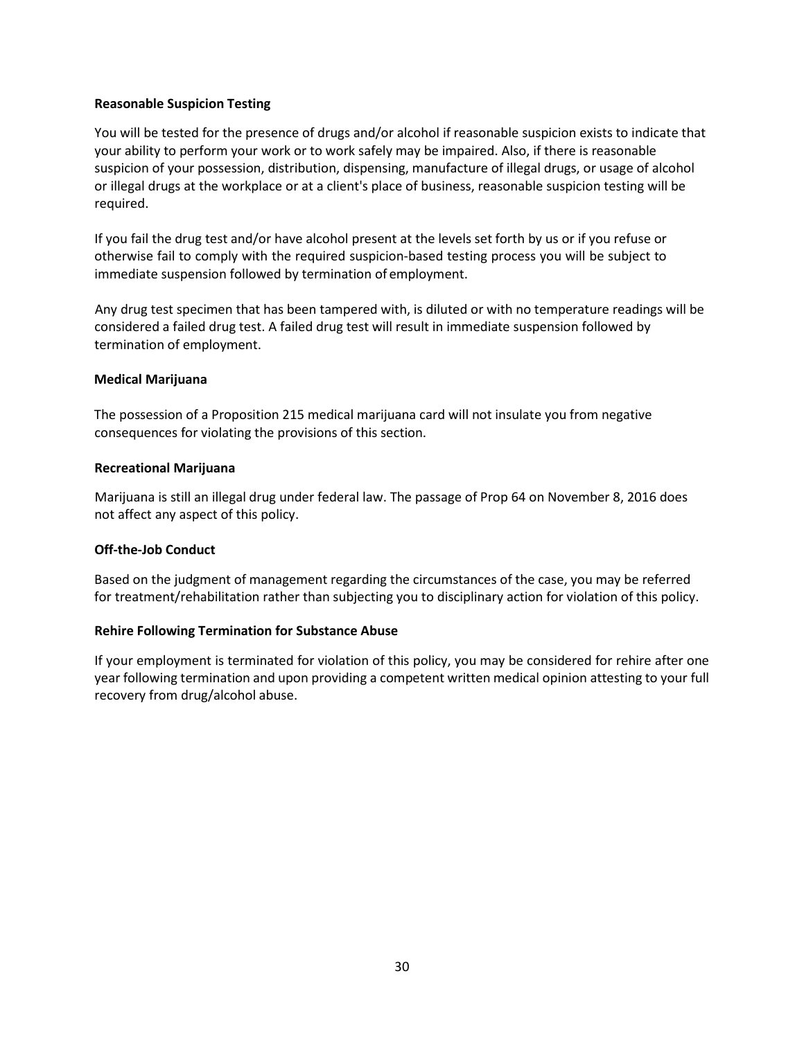**Reasonable Suspicion Testing**

You will be tested for the presence of drugs and/or alcohol if reasonable suspicion exists to indicate that your ability to perform your work or to work safely may be impaired. Also, if there is reasonable suspicion of your possession, distribution, dispensing, manufacture of illegal drugs, or usage of alcohol or illegal drugs at the workplace or at a client's place of business, reasonable suspicion testing will be required.

If you fail the drug test and/or have alcohol present at the levels set forth by us or if you refuse or otherwise fail to comply with the required suspicion-based testing process you will be subject to immediate suspension followed by termination of employment.

Any drug test specimen that has been tampered with, is diluted or with no temperature readings will be considered a failed drug test. A failed drug test will result in immediate suspension followed by termination of employment.

**Medical Marijuana**

The possession of a Proposition 215 medical marijuana card will not insulate you from negative consequences for violating the provisions of this section.

**Recreational Marijuana**

Marijuana is still an illegal drug under federal law. The passage of Prop 64 on November 8, 2016 does not affect any aspect of this policy.

**Off-the-Job Conduct**

Based on the judgment of management regarding the circumstances of the case, you may be referred for treatment/rehabilitation rather than subjecting you to disciplinary action for violation of this policy.

**Rehire Following Termination for Substance Abuse**

If your employment is terminated for violation of this policy, you may be considered for rehire after one year following termination and upon providing a competent written medical opinion attesting to your full recovery from drug/alcohol abuse.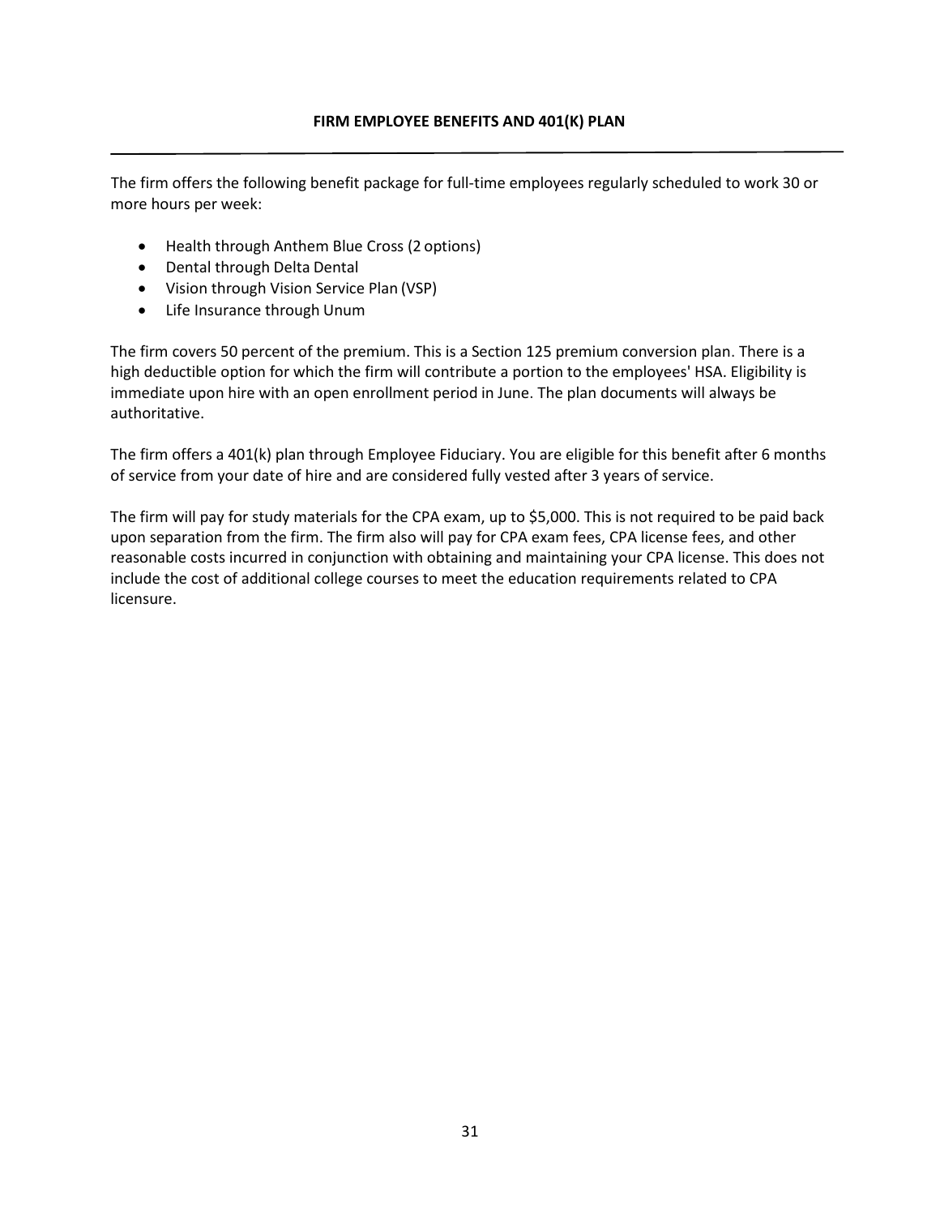## FIRM EMPLOYEE BENEFITS AND 401(K) PLAN

---

The firm offers the following benefit package for full-time employees regularly scheduled to work 30 or more hours per week:

- Health through Anthem Blue Cross (2 options)
- Dental through Delta Dental
- Vision through Vision Service Plan (VSP)
- Life Insurance through Unum

The firm covers 50 percent of the premium. This is a Section 125 premium conversion plan. There is a high deductible option for which the firm will contribute a portion to the employees' HSA. Eligibility is immediate upon hire with an open enrollment period in June. The plan documents will always be authoritative.

The firm offers a 401(k) plan through Employee Fiduciary. You are eligible for this benefit after 6 months of service from your date of hire and are considered fully vested after 3 years of service.

The firm will pay for study materials for the CPA exam, up to $5,000. This is not required to be paid back upon separation from the firm. The firm also will pay for CPA exam fees, CPA license fees, and other reasonable costs incurred in conjunction with obtaining and maintaining your CPA license. This does not include the cost of additional college courses to meet the education requirements related to CPA licensure.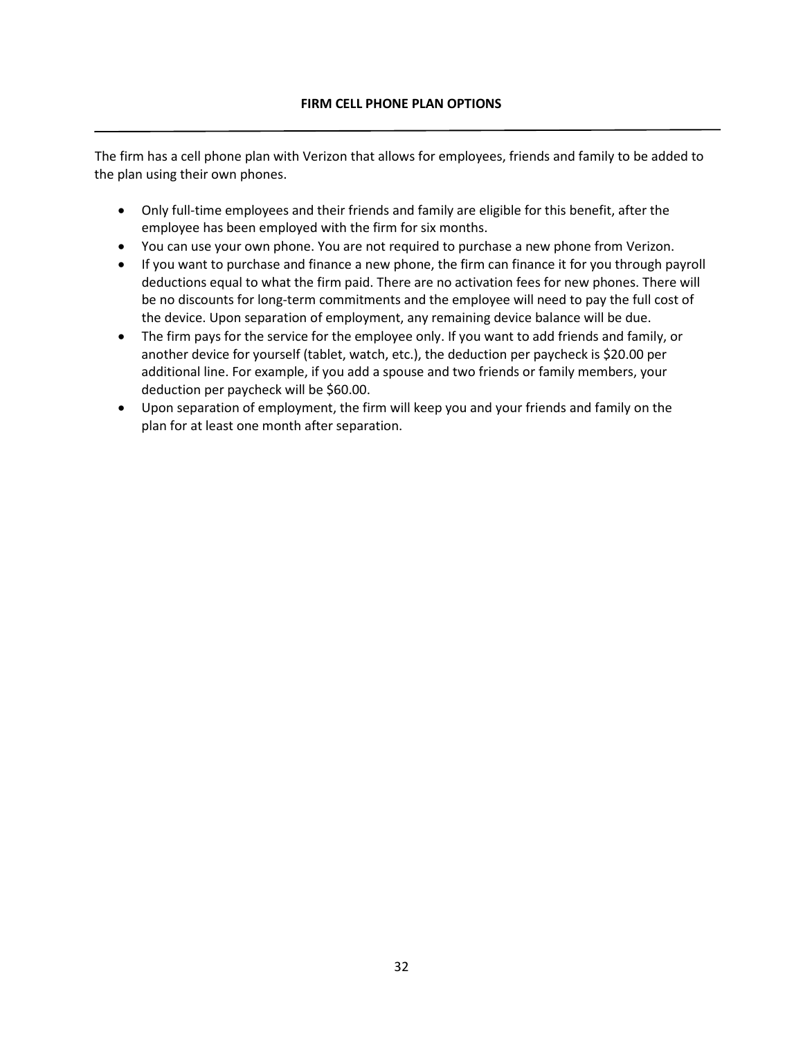## FIRM CELL PHONE PLAN OPTIONS

---

The firm has a cell phone plan with Verizon that allows for employees, friends and family to be added to the plan using their own phones.

- Only full-time employees and their friends and family are eligible for this benefit, after the employee has been employed with the firm for six months.
- You can use your own phone. You are not required to purchase a new phone from Verizon.
- If you want to purchase and finance a new phone, the firm can finance it for you through payroll deductions equal to what the firm paid. There are no activation fees for new phones. There will be no discounts for long-term commitments and the employee will need to pay the full cost of the device. Upon separation of employment, any remaining device balance will be due.
- The firm pays for the service for the employee only. If you want to add friends and family, or another device for yourself (tablet, watch, etc.), the deduction per paycheck is $20.00 per additional line. For example, if you add a spouse and two friends or family members, your deduction per paycheck will be $60.00.
- Upon separation of employment, the firm will keep you and your friends and family on the plan for at least one month after separation.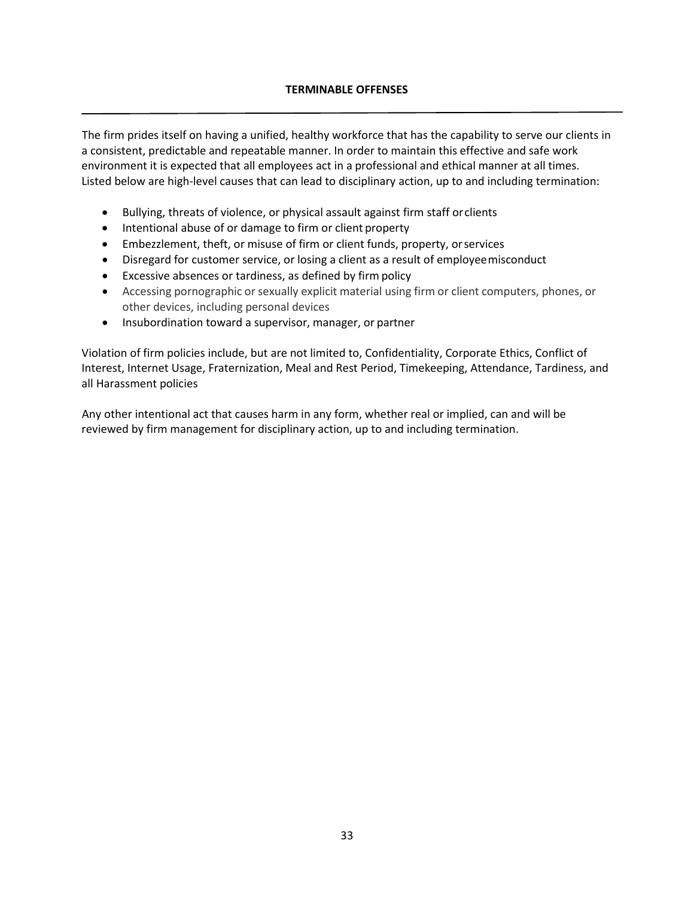## TERMINABLE OFFENSES

The firm prides itself on having a unified, healthy workforce that has the capability to serve our clients in a consistent, predictable and repeatable manner. In order to maintain this effective and safe work environment it is expected that all employees act in a professional and ethical manner at all times. Listed below are high-level causes that can lead to disciplinary action, up to and including termination:

- Bullying, threats of violence, or physical assault against firm staff or clients
- Intentional abuse of or damage to firm or client property
- Embezzlement, theft, or misuse of firm or client funds, property, or services
- Disregard for customer service, or losing a client as a result of employee misconduct
- Excessive absences or tardiness, as defined by firm policy
- Accessing pornographic or sexually explicit material using firm or client computers, phones, or other devices, including personal devices
- Insubordination toward a supervisor, manager, or partner

Violation of firm policies include, but are not limited to, Confidentiality, Corporate Ethics, Conflict of Interest, Internet Usage, Fraternization, Meal and Rest Period, Timekeeping, Attendance, Tardiness, and all Harassment policies

Any other intentional act that causes harm in any form, whether real or implied, can and will be reviewed by firm management for disciplinary action, up to and including termination.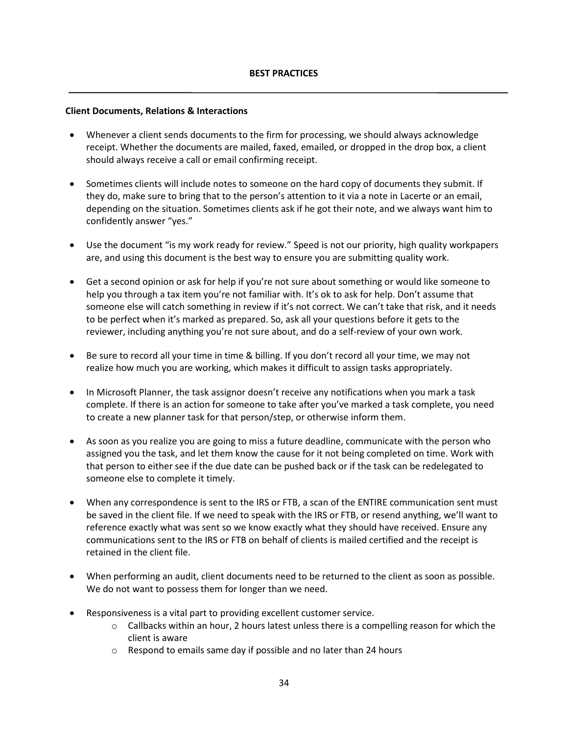## BEST PRACTICES

---

**Client Documents, Relations & Interactions**

- Whenever a client sends documents to the firm for processing, we should always acknowledge receipt. Whether the documents are mailed, faxed, emailed, or dropped in the drop box, a client should always receive a call or email confirming receipt.

- Sometimes clients will include notes to someone on the hard copy of documents they submit. If they do, make sure to bring that to the person's attention to it via a note in Lacerte or an email, depending on the situation. Sometimes clients ask if he got their note, and we always want him to confidently answer "yes."

- Use the document "is my work ready for review." Speed is not our priority, high quality workpapers are, and using this document is the best way to ensure you are submitting quality work.

- Get a second opinion or ask for help if you're not sure about something or would like someone to help you through a tax item you're not familiar with. It's ok to ask for help. Don't assume that someone else will catch something in review if it's not correct. We can't take that risk, and it needs to be perfect when it's marked as prepared. So, ask all your questions before it gets to the reviewer, including anything you're not sure about, and do a self-review of your own work.

- Be sure to record all your time in time & billing. If you don't record all your time, we may not realize how much you are working, which makes it difficult to assign tasks appropriately.

- In Microsoft Planner, the task assignor doesn't receive any notifications when you mark a task complete. If there is an action for someone to take after you've marked a task complete, you need to create a new planner task for that person/step, or otherwise inform them.

- As soon as you realize you are going to miss a future deadline, communicate with the person who assigned you the task, and let them know the cause for it not being completed on time. Work with that person to either see if the due date can be pushed back or if the task can be redelegated to someone else to complete it timely.

- When any correspondence is sent to the IRS or FTB, a scan of the ENTIRE communication sent must be saved in the client file. If we need to speak with the IRS or FTB, or resend anything, we'll want to reference exactly what was sent so we know exactly what they should have received. Ensure any communications sent to the IRS or FTB on behalf of clients is mailed certified and the receipt is retained in the client file.

- When performing an audit, client documents need to be returned to the client as soon as possible. We do not want to possess them for longer than we need.

- Responsiveness is a vital part to providing excellent customer service.
  - Callbacks within an hour, 2 hours latest unless there is a compelling reason for which the client is aware
  - Respond to emails same day if possible and no later than 24 hours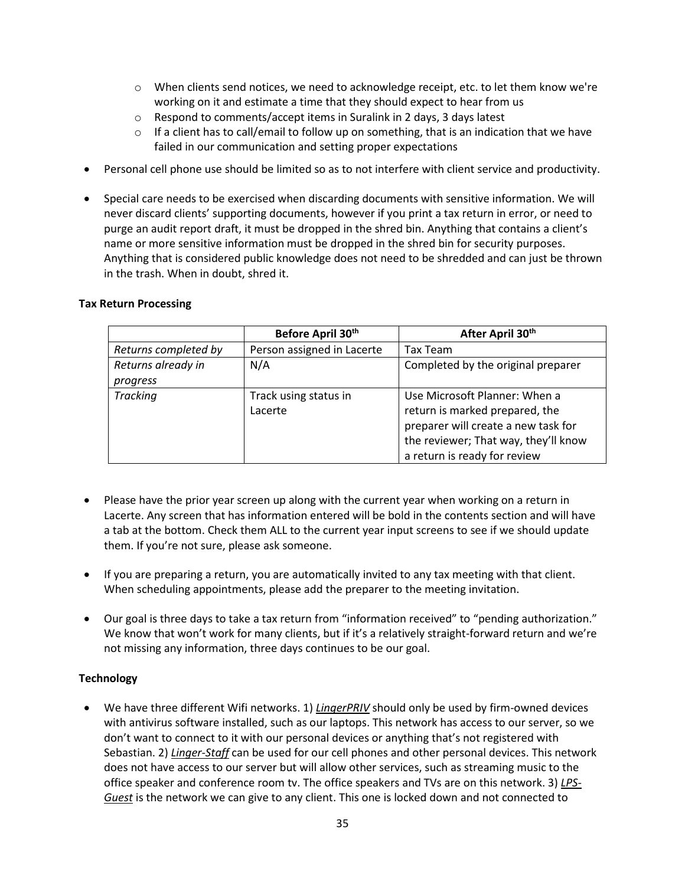- When clients send notices, we need to acknowledge receipt, etc. to let them know we're working on it and estimate a time that they should expect to hear from us
  - Respond to comments/accept items in Suralink in 2 days, 3 days latest
  - If a client has to call/email to follow up on something, that is an indication that we have failed in our communication and setting proper expectations

- Personal cell phone use should be limited so as to not interfere with client service and productivity.

- Special care needs to be exercised when discarding documents with sensitive information. We will never discard clients' supporting documents, however if you print a tax return in error, or need to purge an audit report draft, it must be dropped in the shred bin. Anything that contains a client's name or more sensitive information must be dropped in the shred bin for security purposes. Anything that is considered public knowledge does not need to be shredded and can just be thrown in the trash. When in doubt, shred it.

**Tax Return Processing**

| | **Before April 30th** | **After April 30th** |
|---|---|---|
| *Returns completed by* | Person assigned in Lacerte | Tax Team |
| *Returns already in progress* | N/A | Completed by the original preparer |
| *Tracking* | Track using status in Lacerte | Use Microsoft Planner: When a return is marked prepared, the preparer will create a new task for the reviewer; That way, they'll know a return is ready for review |

- Please have the prior year screen up along with the current year when working on a return in Lacerte. Any screen that has information entered will be bold in the contents section and will have a tab at the bottom. Check them ALL to the current year input screens to see if we should update them. If you're not sure, please ask someone.

- If you are preparing a return, you are automatically invited to any tax meeting with that client. When scheduling appointments, please add the preparer to the meeting invitation.

- Our goal is three days to take a tax return from "information received" to "pending authorization." We know that won't work for many clients, but if it's a relatively straight-forward return and we're not missing any information, three days continues to be our goal.

**Technology**

- We have three different Wifi networks. 1) ***LingerPRIV*** should only be used by firm-owned devices with antivirus software installed, such as our laptops. This network has access to our server, so we don't want to connect to it with our personal devices or anything that's not registered with Sebastian. 2) ***Linger-Staff*** can be used for our cell phones and other personal devices. This network does not have access to our server but will allow other services, such as streaming music to the office speaker and conference room tv. The office speakers and TVs are on this network. 3) ***LPS-Guest*** is the network we can give to any client. This one is locked down and not connected to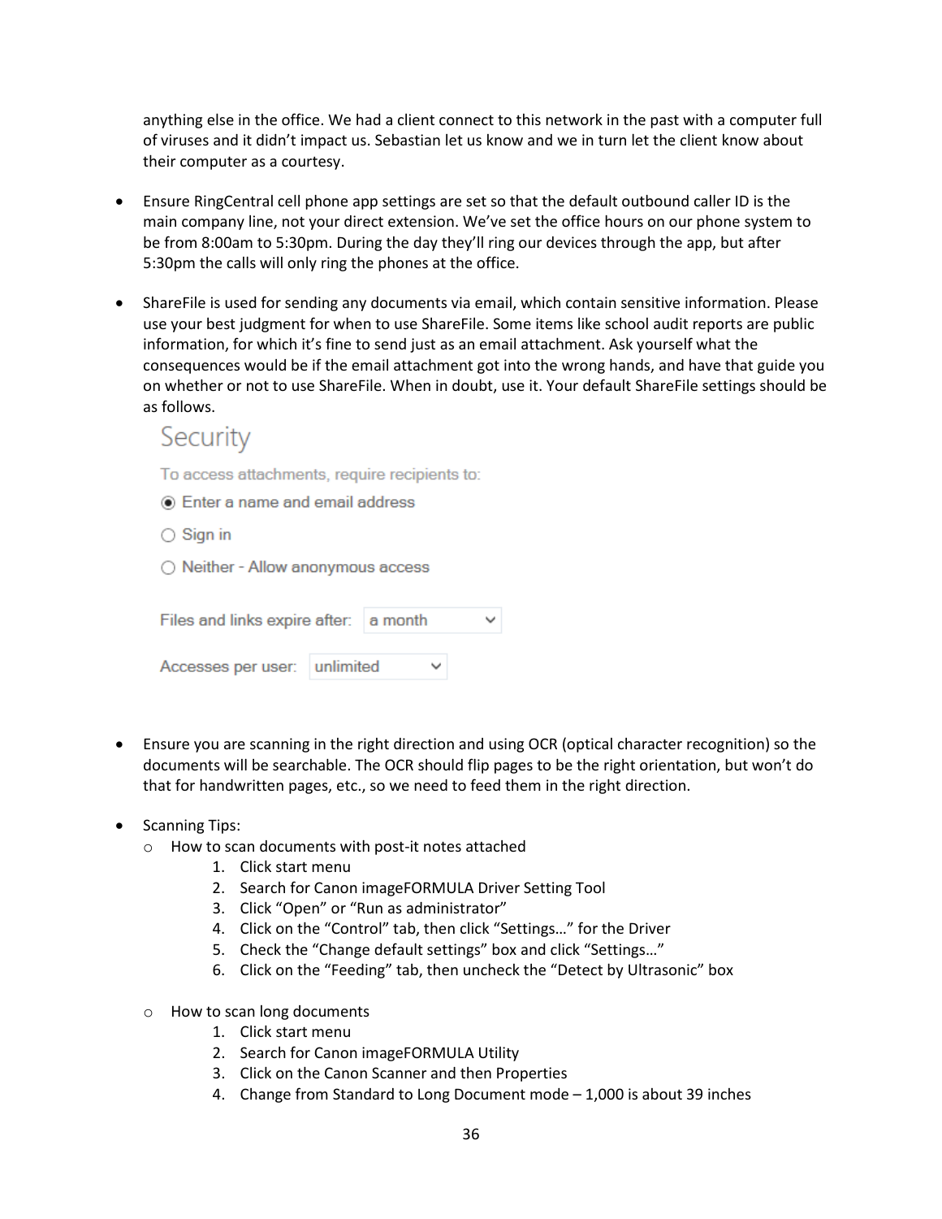anything else in the office. We had a client connect to this network in the past with a computer full of viruses and it didn't impact us. Sebastian let us know and we in turn let the client know about their computer as a courtesy.

- Ensure RingCentral cell phone app settings are set so that the default outbound caller ID is the main company line, not your direct extension. We've set the office hours on our phone system to be from 8:00am to 5:30pm. During the day they'll ring our devices through the app, but after 5:30pm the calls will only ring the phones at the office.

- ShareFile is used for sending any documents via email, which contain sensitive information. Please use your best judgment for when to use ShareFile. Some items like school audit reports are public information, for which it's fine to send just as an email attachment. Ask yourself what the consequences would be if the email attachment got into the wrong hands, and have that guide you on whether or not to use ShareFile. When in doubt, use it. Your default ShareFile settings should be as follows.

  Security

  To access attachments, require recipients to:

  - (●) Enter a name and email address
  - ( ) Sign in
  - ( ) Neither - Allow anonymous access

  Files and links expire after: a month

  Accesses per user: unlimited

- Ensure you are scanning in the right direction and using OCR (optical character recognition) so the documents will be searchable. The OCR should flip pages to be the right orientation, but won't do that for handwritten pages, etc., so we need to feed them in the right direction.

- Scanning Tips:
  - How to scan documents with post-it notes attached
    1. Click start menu
    2. Search for Canon imageFORMULA Driver Setting Tool
    3. Click "Open" or "Run as administrator"
    4. Click on the "Control" tab, then click "Settings…" for the Driver
    5. Check the "Change default settings" box and click "Settings…"
    6. Click on the "Feeding" tab, then uncheck the "Detect by Ultrasonic" box

  - How to scan long documents
    1. Click start menu
    2. Search for Canon imageFORMULA Utility
    3. Click on the Canon Scanner and then Properties
    4. Change from Standard to Long Document mode – 1,000 is about 39 inches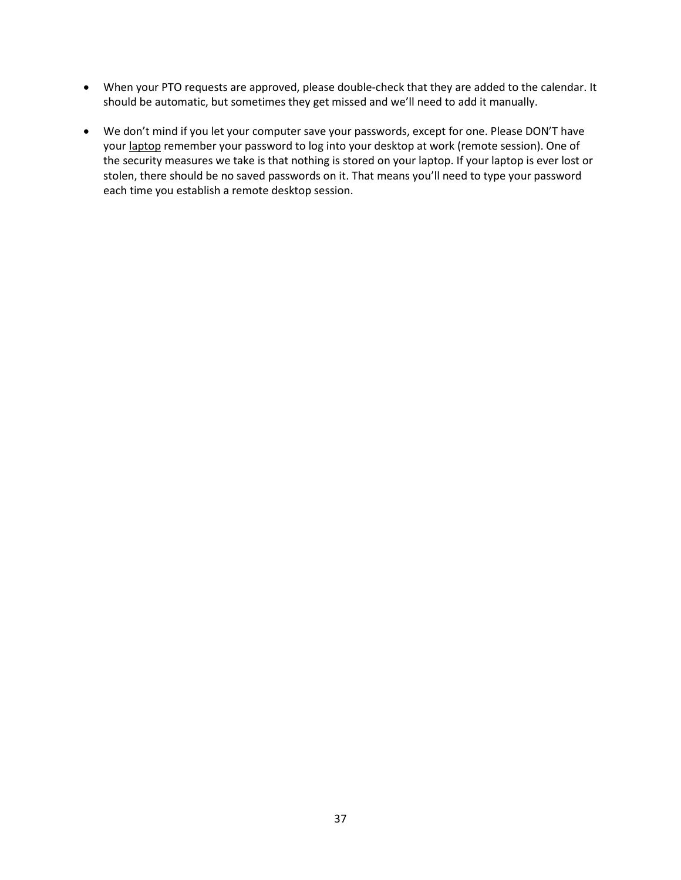- When your PTO requests are approved, please double-check that they are added to the calendar. It should be automatic, but sometimes they get missed and we'll need to add it manually.

- We don't mind if you let your computer save your passwords, except for one. Please DON'T have your <u>laptop</u> remember your password to log into your desktop at work (remote session). One of the security measures we take is that nothing is stored on your laptop. If your laptop is ever lost or stolen, there should be no saved passwords on it. That means you'll need to type your password each time you establish a remote desktop session.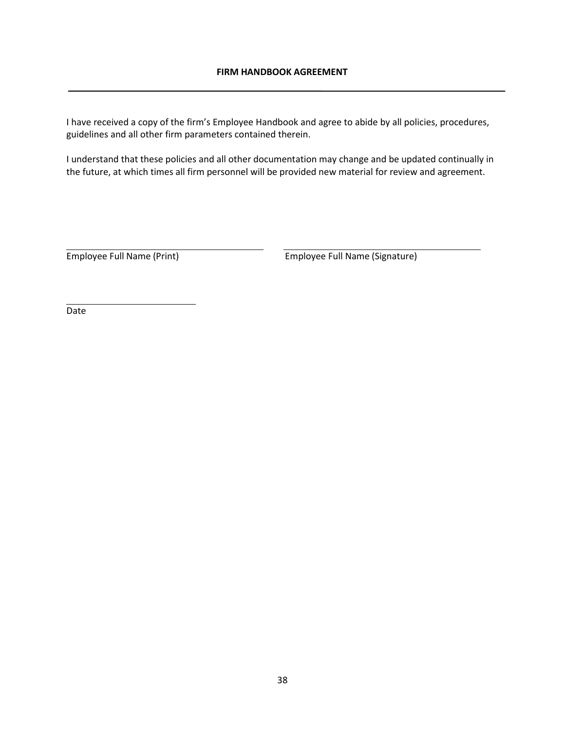**FIRM HANDBOOK AGREEMENT**

---

I have received a copy of the firm's Employee Handbook and agree to abide by all policies, procedures, guidelines and all other firm parameters contained therein.

I understand that these policies and all other documentation may change and be updated continually in the future, at which times all firm personnel will be provided new material for review and agreement.

\_\_\_\_\_\_\_\_\_\_\_\_\_\_\_\_\_\_\_\_\_\_\_\_\_\_\_\_\_\_\_\_\_\_\_\_
Employee Full Name (Print)

\_\_\_\_\_\_\_\_\_\_\_\_\_\_\_\_\_\_\_\_\_\_\_\_\_\_\_\_\_\_\_\_\_\_\_\_
Employee Full Name (Signature)

\_\_\_\_\_\_\_\_\_\_\_\_\_\_\_\_\_\_\_\_\_\_\_\_
Date